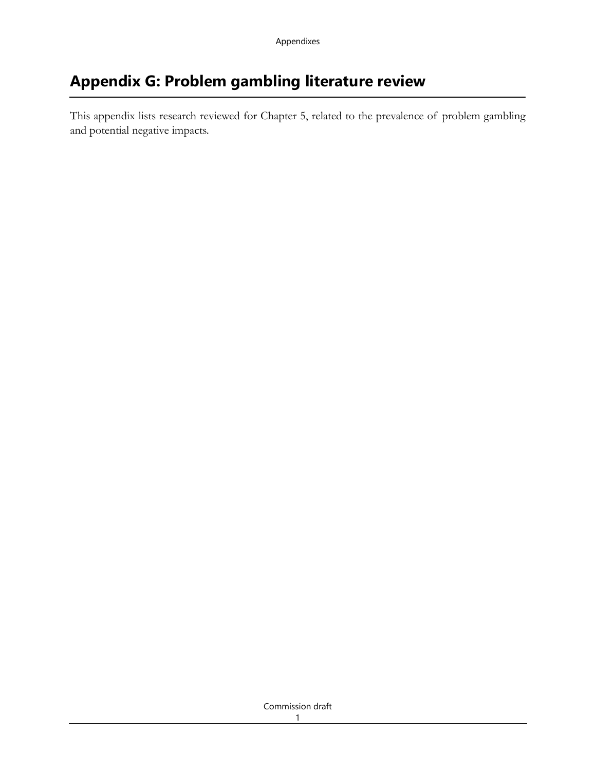# Appendix G: Problem gambling literature review

This appendix lists research reviewed for Chapter 5, related to the prevalence of problem gambling and potential negative impacts.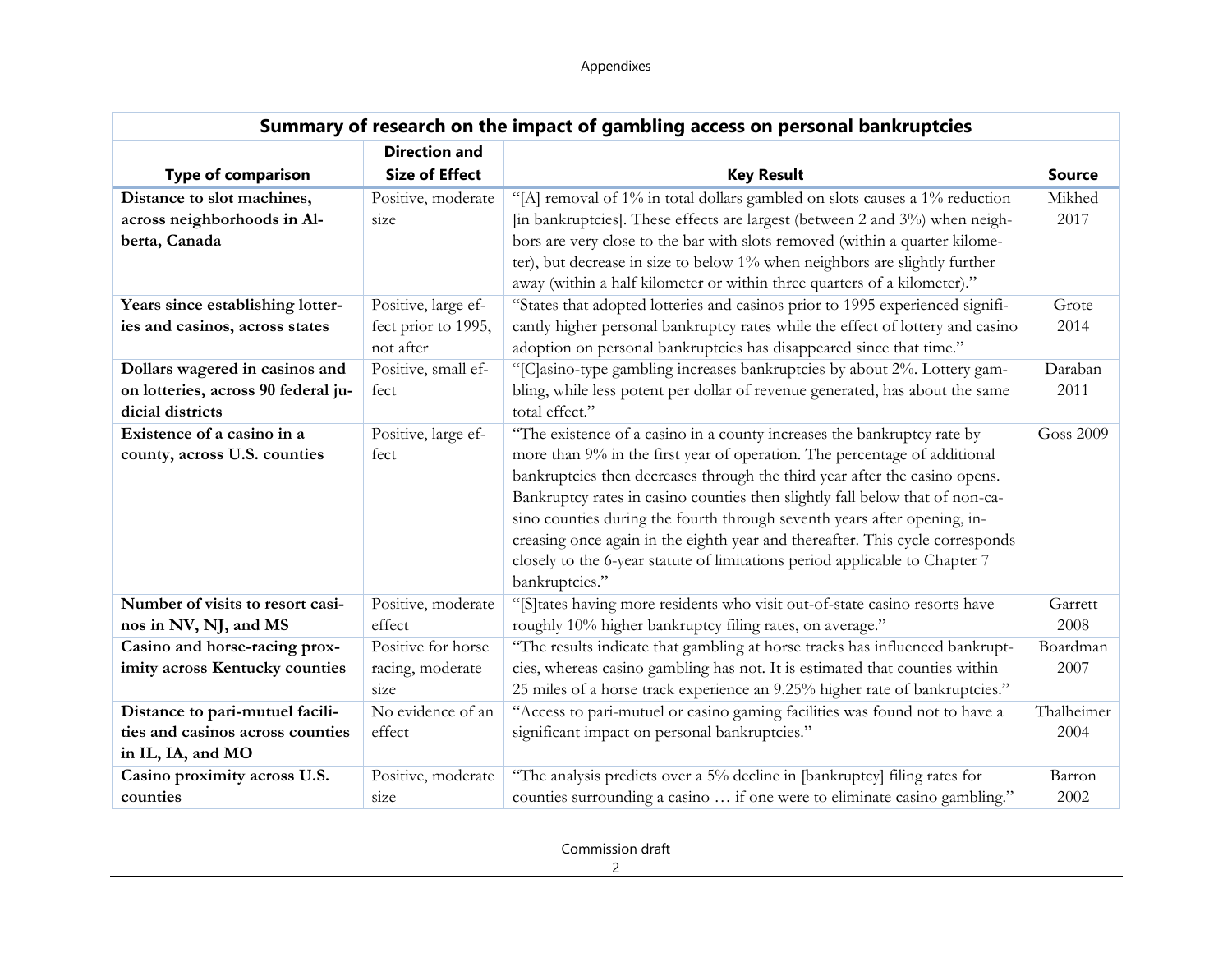| Summary of research on the impact of gambling access on personal bankruptcies | | | |
|---|---|---|---|
| **Type of comparison** | **Direction and Size of Effect** | **Key Result** | **Source** |
| **Distance to slot machines, across neighborhoods in Alberta, Canada** | Positive, moderate size | "[A] removal of 1% in total dollars gambled on slots causes a 1% reduction [in bankruptcies]. These effects are largest (between 2 and 3%) when neighbors are very close to the bar with slots removed (within a quarter kilometer), but decrease in size to below 1% when neighbors are slightly further away (within a half kilometer or within three quarters of a kilometer)." | Mikhed 2017 |
| **Years since establishing lotteries and casinos, across states** | Positive, large effect prior to 1995, not after | "States that adopted lotteries and casinos prior to 1995 experienced significantly higher personal bankruptcy rates while the effect of lottery and casino adoption on personal bankruptcies has disappeared since that time." | Grote 2014 |
| **Dollars wagered in casinos and on lotteries, across 90 federal judicial districts** | Positive, small effect | "[C]asino-type gambling increases bankruptcies by about 2%. Lottery gambling, while less potent per dollar of revenue generated, has about the same total effect." | Daraban 2011 |
| **Existence of a casino in a county, across U.S. counties** | Positive, large effect | "The existence of a casino in a county increases the bankruptcy rate by more than 9% in the first year of operation. The percentage of additional bankruptcies then decreases through the third year after the casino opens. Bankruptcy rates in casino counties then slightly fall below that of non-casino counties during the fourth through seventh years after opening, increasing once again in the eighth year and thereafter. This cycle corresponds closely to the 6-year statute of limitations period applicable to Chapter 7 bankruptcies." | Goss 2009 |
| **Number of visits to resort casinos in NV, NJ, and MS** | Positive, moderate effect | "[S]tates having more residents who visit out-of-state casino resorts have roughly 10% higher bankruptcy filing rates, on average." | Garrett 2008 |
| **Casino and horse-racing proximity across Kentucky counties** | Positive for horse racing, moderate size | "The results indicate that gambling at horse tracks has influenced bankruptcies, whereas casino gambling has not. It is estimated that counties within 25 miles of a horse track experience an 9.25% higher rate of bankruptcies." | Boardman 2007 |
| **Distance to pari-mutuel facilities and casinos across counties in IL, IA, and MO** | No evidence of an effect | "Access to pari-mutuel or casino gaming facilities was found not to have a significant impact on personal bankruptcies." | Thalheimer 2004 |
| **Casino proximity across U.S. counties** | Positive, moderate size | "The analysis predicts over a 5% decline in [bankruptcy] filing rates for counties surrounding a casino … if one were to eliminate casino gambling." | Barron 2002 |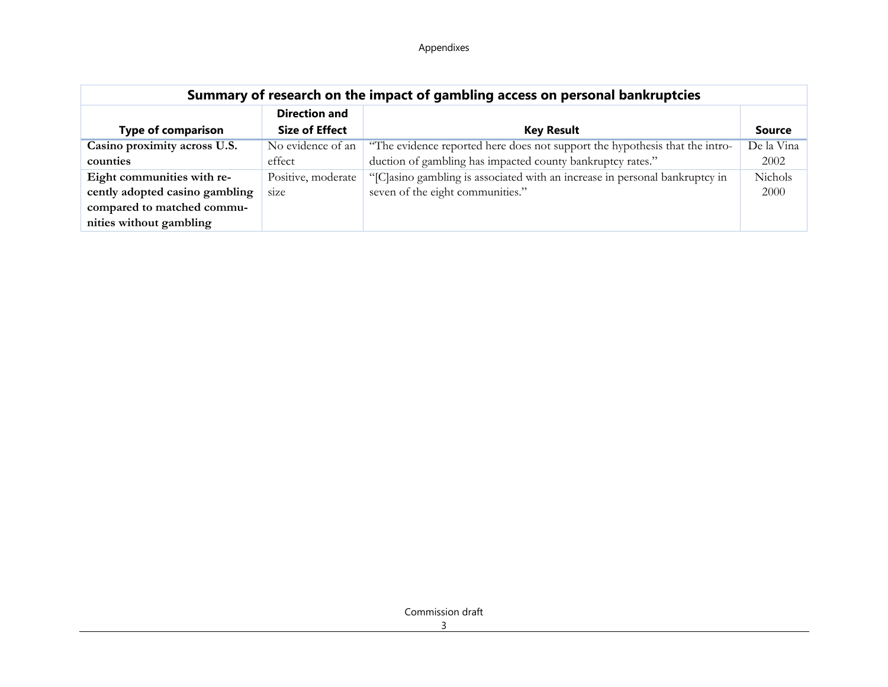| Summary of research on the impact of gambling access on personal bankruptcies | | | |
|---|---|---|---|
| **Type of comparison** | **Direction and Size of Effect** | **Key Result** | **Source** |
| **Casino proximity across U.S. counties** | No evidence of an effect | "The evidence reported here does not support the hypothesis that the introduction of gambling has impacted county bankruptcy rates." | De la Vina 2002 |
| **Eight communities with recently adopted casino gambling compared to matched communities without gambling** | Positive, moderate size | "[C]asino gambling is associated with an increase in personal bankruptcy in seven of the eight communities." | Nichols 2000 |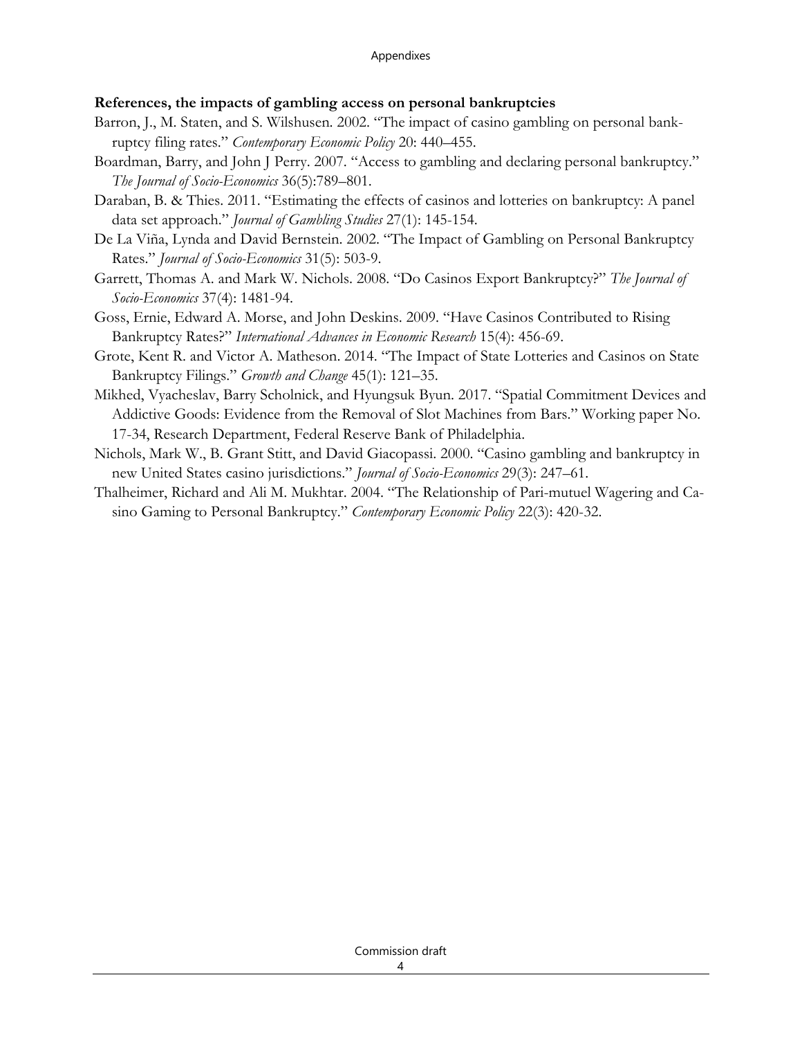**References, the impacts of gambling access on personal bankruptcies**

Barron, J., M. Staten, and S. Wilshusen. 2002. "The impact of casino gambling on personal bankruptcy filing rates." *Contemporary Economic Policy* 20: 440–455.

Boardman, Barry, and John J Perry. 2007. "Access to gambling and declaring personal bankruptcy." *The Journal of Socio-Economics* 36(5):789–801.

Daraban, B. & Thies. 2011. "Estimating the effects of casinos and lotteries on bankruptcy: A panel data set approach." *Journal of Gambling Studies* 27(1): 145-154.

De La Viña, Lynda and David Bernstein. 2002. "The Impact of Gambling on Personal Bankruptcy Rates." *Journal of Socio-Economics* 31(5): 503-9.

Garrett, Thomas A. and Mark W. Nichols. 2008. "Do Casinos Export Bankruptcy?" *The Journal of Socio-Economics* 37(4): 1481-94.

Goss, Ernie, Edward A. Morse, and John Deskins. 2009. "Have Casinos Contributed to Rising Bankruptcy Rates?" *International Advances in Economic Research* 15(4): 456-69.

Grote, Kent R. and Victor A. Matheson. 2014. "The Impact of State Lotteries and Casinos on State Bankruptcy Filings." *Growth and Change* 45(1): 121–35.

Mikhed, Vyacheslav, Barry Scholnick, and Hyungsuk Byun. 2017. "Spatial Commitment Devices and Addictive Goods: Evidence from the Removal of Slot Machines from Bars." Working paper No. 17-34, Research Department, Federal Reserve Bank of Philadelphia.

Nichols, Mark W., B. Grant Stitt, and David Giacopassi. 2000. "Casino gambling and bankruptcy in new United States casino jurisdictions." *Journal of Socio-Economics* 29(3): 247–61.

Thalheimer, Richard and Ali M. Mukhtar. 2004. "The Relationship of Pari-mutuel Wagering and Casino Gaming to Personal Bankruptcy." *Contemporary Economic Policy* 22(3): 420-32.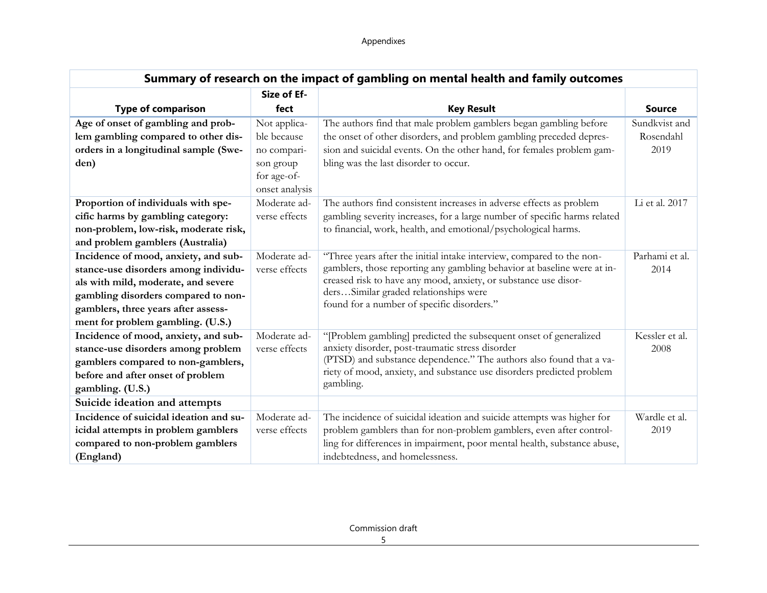| Summary of research on the impact of gambling on mental health and family outcomes | | | |
|---|---|---|---|
| **Type of comparison** | **Size of Effect** | **Key Result** | **Source** |
| **Age of onset of gambling and problem gambling compared to other disorders in a longitudinal sample (Sweden)** | Not applicable because no comparison group for age-of-onset analysis | The authors find that male problem gamblers began gambling before the onset of other disorders, and problem gambling preceded depression and suicidal events. On the other hand, for females problem gambling was the last disorder to occur. | Sundkvist and Rosendahl 2019 |
| **Proportion of individuals with specific harms by gambling category: non-problem, low-risk, moderate risk, and problem gamblers (Australia)** | Moderate adverse effects | The authors find consistent increases in adverse effects as problem gambling severity increases, for a large number of specific harms related to financial, work, health, and emotional/psychological harms. | Li et al. 2017 |
| **Incidence of mood, anxiety, and substance-use disorders among individuals with mild, moderate, and severe gambling disorders compared to non-gamblers, three years after assessment for problem gambling. (U.S.)** | Moderate adverse effects | "Three years after the initial intake interview, compared to the non-gamblers, those reporting any gambling behavior at baseline were at increased risk to have any mood, anxiety, or substance use disorders…Similar graded relationships were found for a number of specific disorders." | Parhami et al. 2014 |
| **Incidence of mood, anxiety, and substance-use disorders among problem gamblers compared to non-gamblers, before and after onset of problem gambling. (U.S.)** | Moderate adverse effects | "[Problem gambling] predicted the subsequent onset of generalized anxiety disorder, post-traumatic stress disorder (PTSD) and substance dependence." The authors also found that a variety of mood, anxiety, and substance use disorders predicted problem gambling. | Kessler et al. 2008 |
| **Suicide ideation and attempts** | | | |
| **Incidence of suicidal ideation and suicidal attempts in problem gamblers compared to non-problem gamblers (England)** | Moderate adverse effects | The incidence of suicidal ideation and suicide attempts was higher for problem gamblers than for non-problem gamblers, even after controlling for differences in impairment, poor mental health, substance abuse, indebtedness, and homelessness. | Wardle et al. 2019 |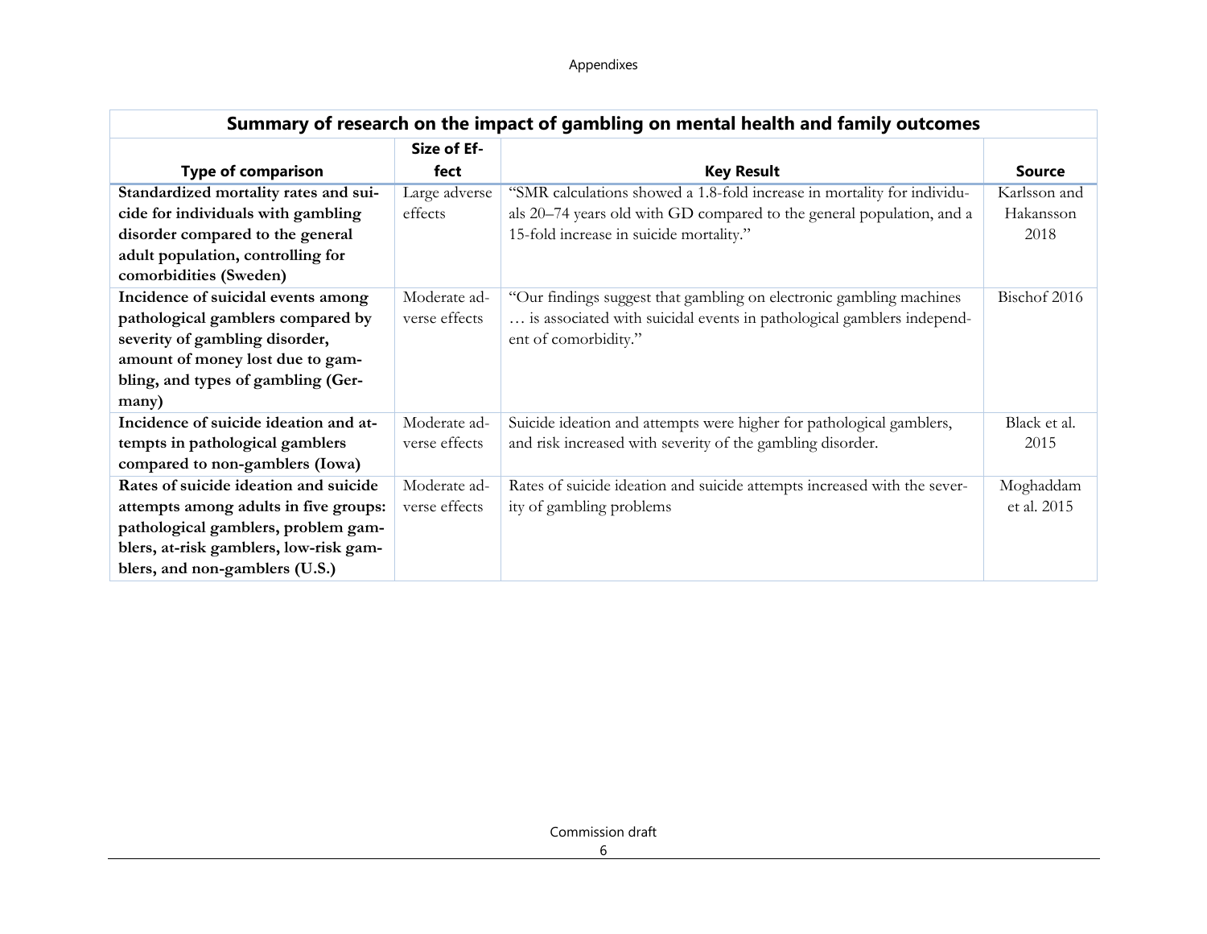| Summary of research on the impact of gambling on mental health and family outcomes | | | |
|---|---|---|---|
| **Type of comparison** | **Size of Effect** | **Key Result** | **Source** |
| **Standardized mortality rates and suicide for individuals with gambling disorder compared to the general adult population, controlling for comorbidities (Sweden)** | Large adverse effects | "SMR calculations showed a 1.8-fold increase in mortality for individuals 20–74 years old with GD compared to the general population, and a 15-fold increase in suicide mortality." | Karlsson and Hakansson 2018 |
| **Incidence of suicidal events among pathological gamblers compared by severity of gambling disorder, amount of money lost due to gambling, and types of gambling (Germany)** | Moderate adverse effects | "Our findings suggest that gambling on electronic gambling machines … is associated with suicidal events in pathological gamblers independent of comorbidity." | Bischof 2016 |
| **Incidence of suicide ideation and attempts in pathological gamblers compared to non-gamblers (Iowa)** | Moderate adverse effects | Suicide ideation and attempts were higher for pathological gamblers, and risk increased with severity of the gambling disorder. | Black et al. 2015 |
| **Rates of suicide ideation and suicide attempts among adults in five groups: pathological gamblers, problem gamblers, at-risk gamblers, low-risk gamblers, and non-gamblers (U.S.)** | Moderate adverse effects | Rates of suicide ideation and suicide attempts increased with the severity of gambling problems | Moghaddam et al. 2015 |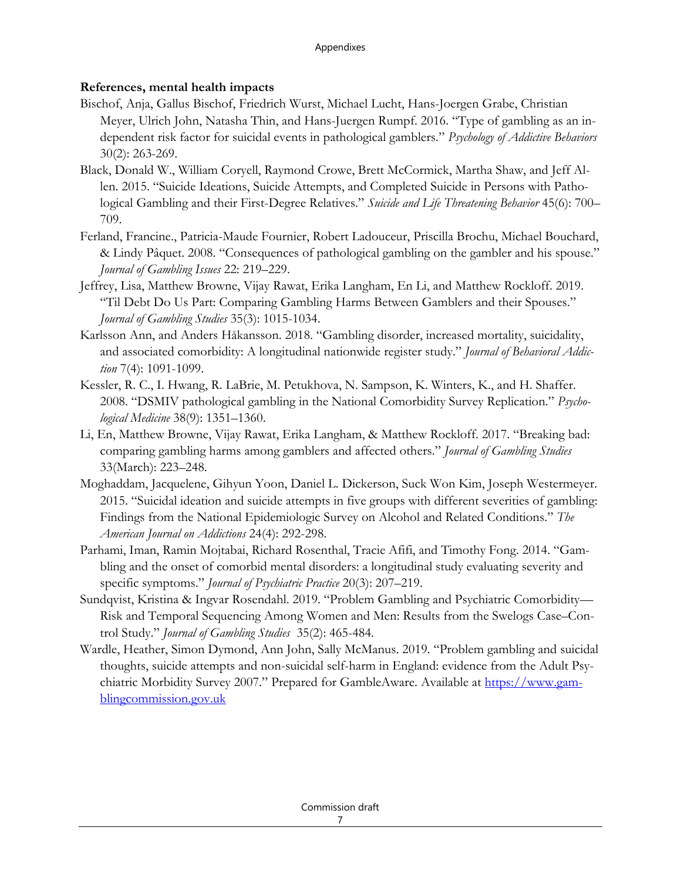**References, mental health impacts**

Bischof, Anja, Gallus Bischof, Friedrich Wurst, Michael Lucht, Hans-Joergen Grabe, Christian Meyer, Ulrich John, Natasha Thin, and Hans-Juergen Rumpf. 2016. "Type of gambling as an independent risk factor for suicidal events in pathological gamblers." *Psychology of Addictive Behaviors* 30(2): 263-269.

Black, Donald W., William Coryell, Raymond Crowe, Brett McCormick, Martha Shaw, and Jeff Allen. 2015. "Suicide Ideations, Suicide Attempts, and Completed Suicide in Persons with Pathological Gambling and their First-Degree Relatives." *Suicide and Life Threatening Behavior* 45(6): 700–709.

Ferland, Francine., Patricia-Maude Fournier, Robert Ladouceur, Priscilla Brochu, Michael Bouchard, & Lindy Pâquet. 2008. "Consequences of pathological gambling on the gambler and his spouse." *Journal of Gambling Issues* 22: 219–229.

Jeffrey, Lisa, Matthew Browne, Vijay Rawat, Erika Langham, En Li, and Matthew Rockloff. 2019. "Til Debt Do Us Part: Comparing Gambling Harms Between Gamblers and their Spouses." *Journal of Gambling Studies* 35(3): 1015-1034.

Karlsson Ann, and Anders Håkansson. 2018. "Gambling disorder, increased mortality, suicidality, and associated comorbidity: A longitudinal nationwide register study." *Journal of Behavioral Addiction* 7(4): 1091-1099.

Kessler, R. C., I. Hwang, R. LaBrie, M. Petukhova, N. Sampson, K. Winters, K., and H. Shaffer. 2008. "DSMIV pathological gambling in the National Comorbidity Survey Replication." *Psychological Medicine* 38(9): 1351–1360.

Li, En, Matthew Browne, Vijay Rawat, Erika Langham, & Matthew Rockloff. 2017. "Breaking bad: comparing gambling harms among gamblers and affected others." *Journal of Gambling Studies* 33(March): 223–248.

Moghaddam, Jacquelene, Gihyun Yoon, Daniel L. Dickerson, Suck Won Kim, Joseph Westermeyer. 2015. "Suicidal ideation and suicide attempts in five groups with different severities of gambling: Findings from the National Epidemiologic Survey on Alcohol and Related Conditions." *The American Journal on Addictions* 24(4): 292-298.

Parhami, Iman, Ramin Mojtabai, Richard Rosenthal, Tracie Afifi, and Timothy Fong. 2014. "Gambling and the onset of comorbid mental disorders: a longitudinal study evaluating severity and specific symptoms." *Journal of Psychiatric Practice* 20(3): 207–219.

Sundqvist, Kristina & Ingvar Rosendahl. 2019. "Problem Gambling and Psychiatric Comorbidity—Risk and Temporal Sequencing Among Women and Men: Results from the Swelogs Case–Control Study." *Journal of Gambling Studies* 35(2): 465-484.

Wardle, Heather, Simon Dymond, Ann John, Sally McManus. 2019. "Problem gambling and suicidal thoughts, suicide attempts and non-suicidal self-harm in England: evidence from the Adult Psychiatric Morbidity Survey 2007." Prepared for GambleAware. Available at https://www.gamblingcommission.gov.uk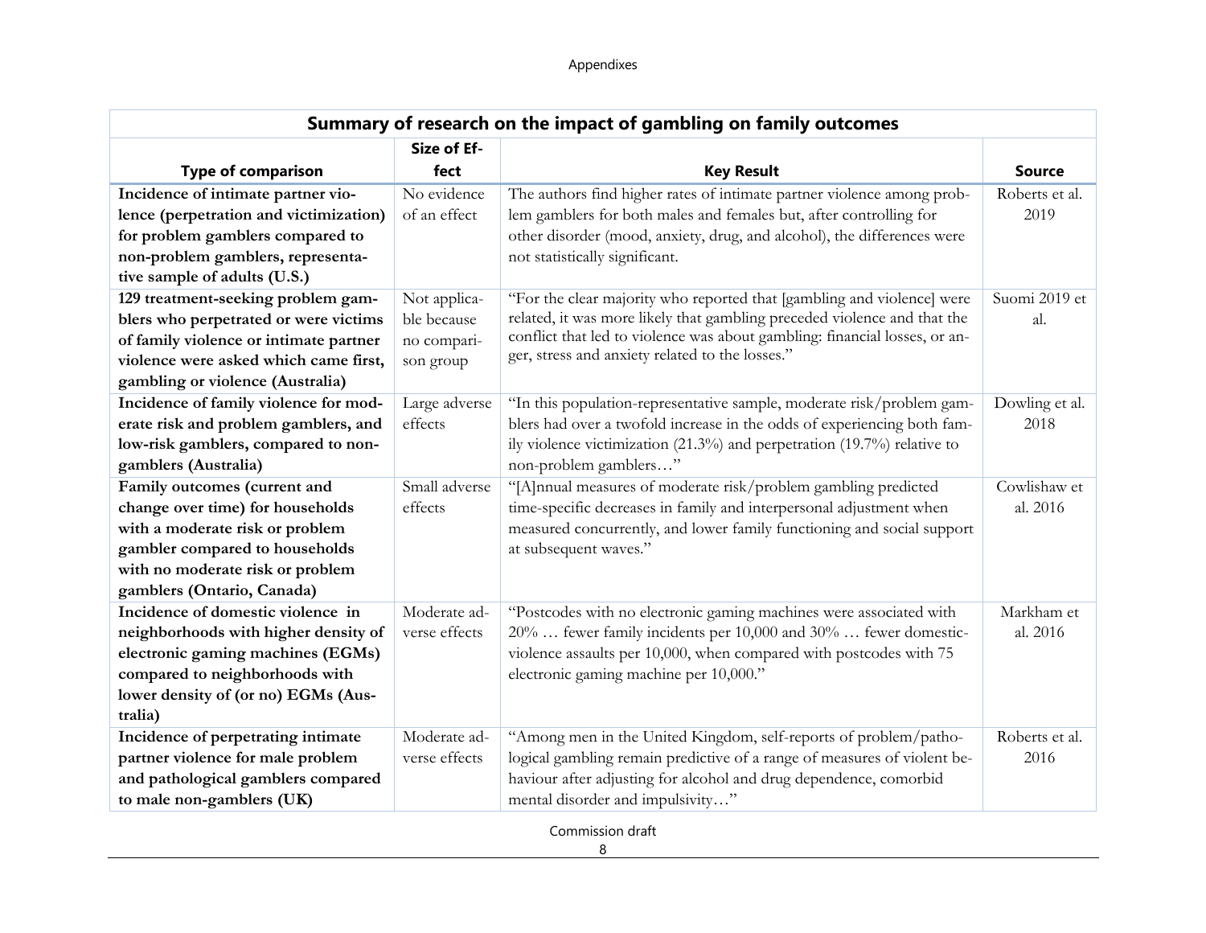| Summary of research on the impact of gambling on family outcomes | | | |
|---|---|---|---|
| **Type of comparison** | **Size of Effect** | **Key Result** | **Source** |
| **Incidence of intimate partner violence (perpetration and victimization) for problem gamblers compared to non-problem gamblers, representative sample of adults (U.S.)** | No evidence of an effect | The authors find higher rates of intimate partner violence among problem gamblers for both males and females but, after controlling for other disorder (mood, anxiety, drug, and alcohol), the differences were not statistically significant. | Roberts et al. 2019 |
| **129 treatment-seeking problem gamblers who perpetrated or were victims of family violence or intimate partner violence were asked which came first, gambling or violence (Australia)** | Not applicable because no comparison group | "For the clear majority who reported that [gambling and violence] were related, it was more likely that gambling preceded violence and that the conflict that led to violence was about gambling: financial losses, or anger, stress and anxiety related to the losses." | Suomi 2019 et al. |
| **Incidence of family violence for moderate risk and problem gamblers, and low-risk gamblers, compared to non-gamblers (Australia)** | Large adverse effects | "In this population-representative sample, moderate risk/problem gamblers had over a twofold increase in the odds of experiencing both family violence victimization (21.3%) and perpetration (19.7%) relative to non-problem gamblers…" | Dowling et al. 2018 |
| **Family outcomes (current and change over time) for households with a moderate risk or problem gambler compared to households with no moderate risk or problem gamblers (Ontario, Canada)** | Small adverse effects | "[A]nnual measures of moderate risk/problem gambling predicted time-specific decreases in family and interpersonal adjustment when measured concurrently, and lower family functioning and social support at subsequent waves." | Cowlishaw et al. 2016 |
| **Incidence of domestic violence in neighborhoods with higher density of electronic gaming machines (EGMs) compared to neighborhoods with lower density of (or no) EGMs (Australia)** | Moderate adverse effects | "Postcodes with no electronic gaming machines were associated with 20% … fewer family incidents per 10,000 and 30% … fewer domestic-violence assaults per 10,000, when compared with postcodes with 75 electronic gaming machine per 10,000." | Markham et al. 2016 |
| **Incidence of perpetrating intimate partner violence for male problem and pathological gamblers compared to male non-gamblers (UK)** | Moderate adverse effects | "Among men in the United Kingdom, self-reports of problem/pathological gambling remain predictive of a range of measures of violent behaviour after adjusting for alcohol and drug dependence, comorbid mental disorder and impulsivity…" | Roberts et al. 2016 |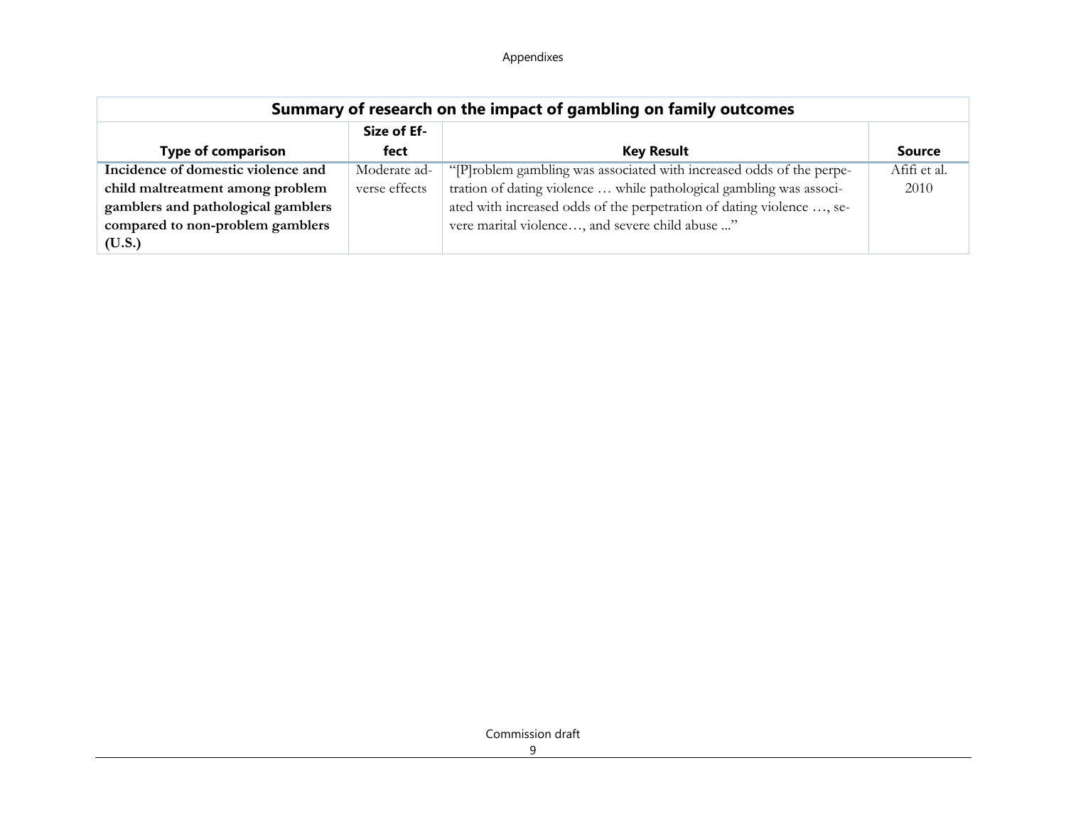| Summary of research on the impact of gambling on family outcomes | | | |
|---|---|---|---|
| **Type of comparison** | **Size of Effect** | **Key Result** | **Source** |
| **Incidence of domestic violence and child maltreatment among problem gamblers and pathological gamblers compared to non-problem gamblers (U.S.)** | Moderate adverse effects | "[P]roblem gambling was associated with increased odds of the perpetration of dating violence … while pathological gambling was associated with increased odds of the perpetration of dating violence …, severe marital violence…, and severe child abuse ..." | Afifi et al. 2010 |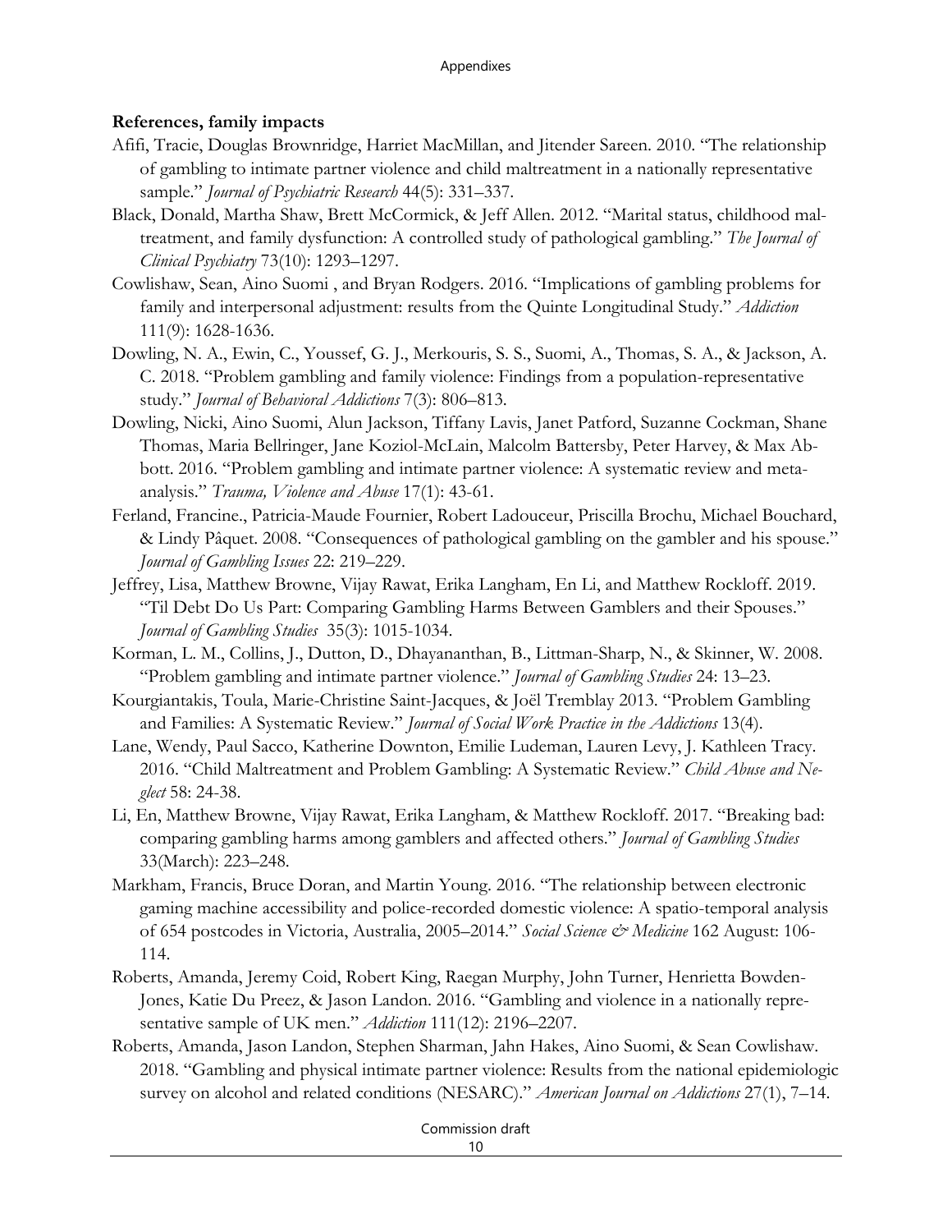**References, family impacts**

Afifi, Tracie, Douglas Brownridge, Harriet MacMillan, and Jitender Sareen. 2010. "The relationship of gambling to intimate partner violence and child maltreatment in a nationally representative sample." *Journal of Psychiatric Research* 44(5): 331–337.

Black, Donald, Martha Shaw, Brett McCormick, & Jeff Allen. 2012. "Marital status, childhood maltreatment, and family dysfunction: A controlled study of pathological gambling." *The Journal of Clinical Psychiatry* 73(10): 1293–1297.

Cowlishaw, Sean, Aino Suomi , and Bryan Rodgers. 2016. "Implications of gambling problems for family and interpersonal adjustment: results from the Quinte Longitudinal Study." *Addiction* 111(9): 1628-1636.

Dowling, N. A., Ewin, C., Youssef, G. J., Merkouris, S. S., Suomi, A., Thomas, S. A., & Jackson, A. C. 2018. "Problem gambling and family violence: Findings from a population-representative study." *Journal of Behavioral Addictions* 7(3): 806–813.

Dowling, Nicki, Aino Suomi, Alun Jackson, Tiffany Lavis, Janet Patford, Suzanne Cockman, Shane Thomas, Maria Bellringer, Jane Koziol-McLain, Malcolm Battersby, Peter Harvey, & Max Abbott. 2016. "Problem gambling and intimate partner violence: A systematic review and meta-analysis." *Trauma, Violence and Abuse* 17(1): 43-61.

Ferland, Francine., Patricia-Maude Fournier, Robert Ladouceur, Priscilla Brochu, Michael Bouchard, & Lindy Pâquet. 2008. "Consequences of pathological gambling on the gambler and his spouse." *Journal of Gambling Issues* 22: 219–229.

Jeffrey, Lisa, Matthew Browne, Vijay Rawat, Erika Langham, En Li, and Matthew Rockloff. 2019. "Til Debt Do Us Part: Comparing Gambling Harms Between Gamblers and their Spouses." *Journal of Gambling Studies* 35(3): 1015-1034.

Korman, L. M., Collins, J., Dutton, D., Dhayananthan, B., Littman-Sharp, N., & Skinner, W. 2008. "Problem gambling and intimate partner violence." *Journal of Gambling Studies* 24: 13–23.

Kourgiantakis, Toula, Marie-Christine Saint-Jacques, & Joël Tremblay 2013. "Problem Gambling and Families: A Systematic Review." *Journal of Social Work Practice in the Addictions* 13(4).

Lane, Wendy, Paul Sacco, Katherine Downton, Emilie Ludeman, Lauren Levy, J. Kathleen Tracy. 2016. "Child Maltreatment and Problem Gambling: A Systematic Review." *Child Abuse and Neglect* 58: 24-38.

Li, En, Matthew Browne, Vijay Rawat, Erika Langham, & Matthew Rockloff. 2017. "Breaking bad: comparing gambling harms among gamblers and affected others." *Journal of Gambling Studies* 33(March): 223–248.

Markham, Francis, Bruce Doran, and Martin Young. 2016. "The relationship between electronic gaming machine accessibility and police-recorded domestic violence: A spatio-temporal analysis of 654 postcodes in Victoria, Australia, 2005–2014." *Social Science & Medicine* 162 August: 106-114.

Roberts, Amanda, Jeremy Coid, Robert King, Raegan Murphy, John Turner, Henrietta Bowden-Jones, Katie Du Preez, & Jason Landon. 2016. "Gambling and violence in a nationally representative sample of UK men." *Addiction* 111(12): 2196–2207.

Roberts, Amanda, Jason Landon, Stephen Sharman, Jahn Hakes, Aino Suomi, & Sean Cowlishaw. 2018. "Gambling and physical intimate partner violence: Results from the national epidemiologic survey on alcohol and related conditions (NESARC)." *American Journal on Addictions* 27(1), 7–14.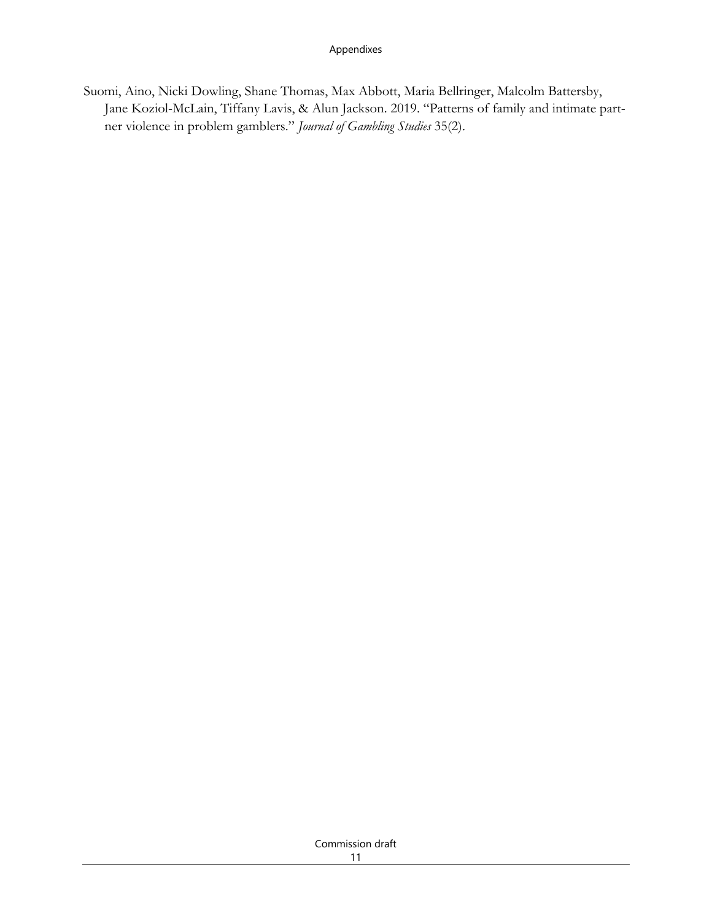Suomi, Aino, Nicki Dowling, Shane Thomas, Max Abbott, Maria Bellringer, Malcolm Battersby, Jane Koziol-McLain, Tiffany Lavis, & Alun Jackson. 2019. "Patterns of family and intimate partner violence in problem gamblers." *Journal of Gambling Studies* 35(2).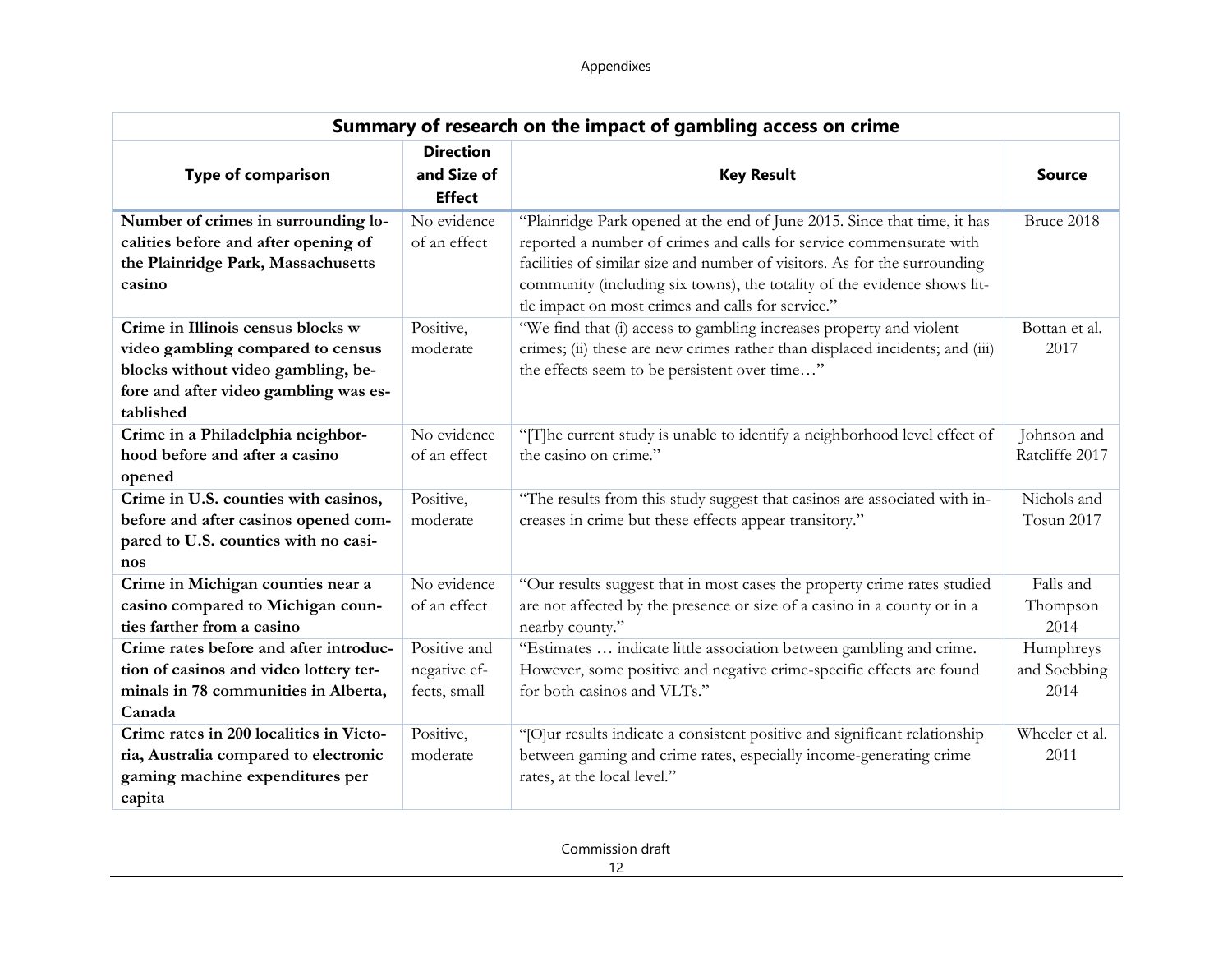| **Summary of research on the impact of gambling access on crime** | | | |
|---|---|---|---|
| **Type of comparison** | **Direction and Size of Effect** | **Key Result** | **Source** |
| **Number of crimes in surrounding localities before and after opening of the Plainridge Park, Massachusetts casino** | No evidence of an effect | "Plainridge Park opened at the end of June 2015. Since that time, it has reported a number of crimes and calls for service commensurate with facilities of similar size and number of visitors. As for the surrounding community (including six towns), the totality of the evidence shows little impact on most crimes and calls for service." | Bruce 2018 |
| **Crime in Illinois census blocks w video gambling compared to census blocks without video gambling, before and after video gambling was established** | Positive, moderate | "We find that (i) access to gambling increases property and violent crimes; (ii) these are new crimes rather than displaced incidents; and (iii) the effects seem to be persistent over time…" | Bottan et al. 2017 |
| **Crime in a Philadelphia neighborhood before and after a casino opened** | No evidence of an effect | "[T]he current study is unable to identify a neighborhood level effect of the casino on crime." | Johnson and Ratcliffe 2017 |
| **Crime in U.S. counties with casinos, before and after casinos opened compared to U.S. counties with no casinos** | Positive, moderate | "The results from this study suggest that casinos are associated with increases in crime but these effects appear transitory." | Nichols and Tosun 2017 |
| **Crime in Michigan counties near a casino compared to Michigan counties farther from a casino** | No evidence of an effect | "Our results suggest that in most cases the property crime rates studied are not affected by the presence or size of a casino in a county or in a nearby county." | Falls and Thompson 2014 |
| **Crime rates before and after introduction of casinos and video lottery terminals in 78 communities in Alberta, Canada** | Positive and negative effects, small | "Estimates … indicate little association between gambling and crime. However, some positive and negative crime-specific effects are found for both casinos and VLTs." | Humphreys and Soebbing 2014 |
| **Crime rates in 200 localities in Victoria, Australia compared to electronic gaming machine expenditures per capita** | Positive, moderate | "[O]ur results indicate a consistent positive and significant relationship between gaming and crime rates, especially income-generating crime rates, at the local level." | Wheeler et al. 2011 |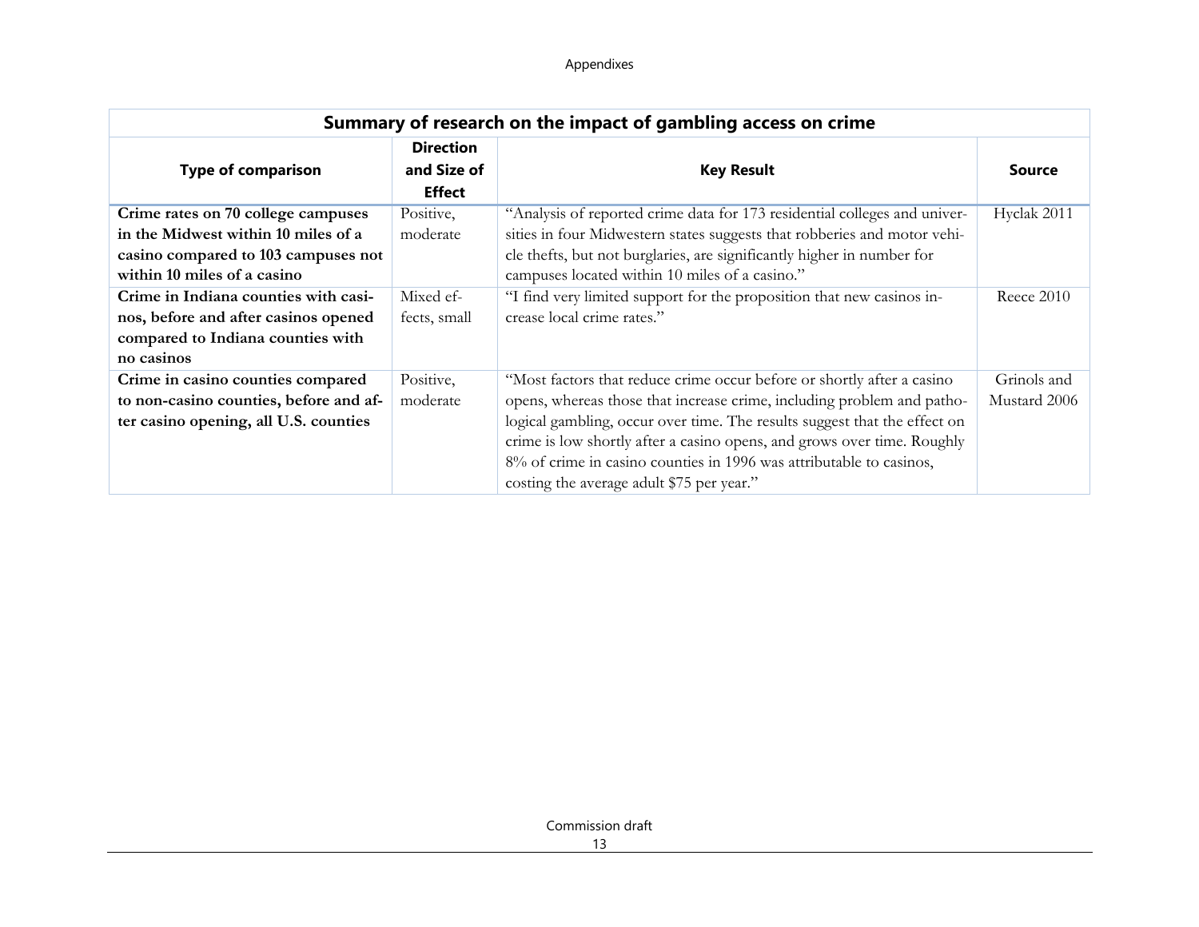| Summary of research on the impact of gambling access on crime | | | |
|---|---|---|---|
| **Type of comparison** | **Direction and Size of Effect** | **Key Result** | **Source** |
| **Crime rates on 70 college campuses in the Midwest within 10 miles of a casino compared to 103 campuses not within 10 miles of a casino** | Positive, moderate | "Analysis of reported crime data for 173 residential colleges and universities in four Midwestern states suggests that robberies and motor vehicle thefts, but not burglaries, are significantly higher in number for campuses located within 10 miles of a casino." | Hyclak 2011 |
| **Crime in Indiana counties with casinos, before and after casinos opened compared to Indiana counties with no casinos** | Mixed effects, small | "I find very limited support for the proposition that new casinos increase local crime rates." | Reece 2010 |
| **Crime in casino counties compared to non-casino counties, before and after casino opening, all U.S. counties** | Positive, moderate | "Most factors that reduce crime occur before or shortly after a casino opens, whereas those that increase crime, including problem and pathological gambling, occur over time. The results suggest that the effect on crime is low shortly after a casino opens, and grows over time. Roughly 8% of crime in casino counties in 1996 was attributable to casinos, costing the average adult $75 per year." | Grinols and Mustard 2006 |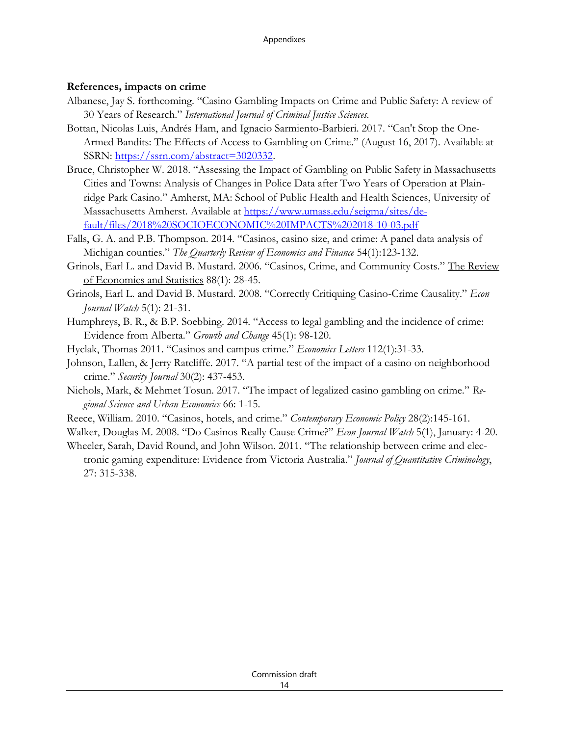**References, impacts on crime**

Albanese, Jay S. forthcoming. "Casino Gambling Impacts on Crime and Public Safety: A review of 30 Years of Research." *International Journal of Criminal Justice Sciences.*

Bottan, Nicolas Luis, Andrés Ham, and Ignacio Sarmiento-Barbieri. 2017. "Can't Stop the One-Armed Bandits: The Effects of Access to Gambling on Crime." (August 16, 2017). Available at SSRN: https://ssrn.com/abstract=3020332.

Bruce, Christopher W. 2018. "Assessing the Impact of Gambling on Public Safety in Massachusetts Cities and Towns: Analysis of Changes in Police Data after Two Years of Operation at Plainridge Park Casino." Amherst, MA: School of Public Health and Health Sciences, University of Massachusetts Amherst. Available at https://www.umass.edu/seigma/sites/default/files/2018%20SOCIOECONOMIC%20IMPACTS%202018-10-03.pdf

Falls, G. A. and P.B. Thompson. 2014. "Casinos, casino size, and crime: A panel data analysis of Michigan counties." *The Quarterly Review of Economics and Finance* 54(1):123-132.

Grinols, Earl L. and David B. Mustard. 2006. "Casinos, Crime, and Community Costs." The Review of Economics and Statistics 88(1): 28-45.

Grinols, Earl L. and David B. Mustard. 2008. "Correctly Critiquing Casino-Crime Causality." *Econ Journal Watch* 5(1): 21-31.

Humphreys, B. R., & B.P. Soebbing. 2014. "Access to legal gambling and the incidence of crime: Evidence from Alberta." *Growth and Change* 45(1): 98-120.

Hyclak, Thomas 2011. "Casinos and campus crime." *Economics Letters* 112(1):31-33.

Johnson, Lallen, & Jerry Ratcliffe. 2017. "A partial test of the impact of a casino on neighborhood crime." *Security Journal* 30(2): 437-453.

Nichols, Mark, & Mehmet Tosun. 2017. "The impact of legalized casino gambling on crime." *Regional Science and Urban Economics* 66: 1-15.

Reece, William. 2010. "Casinos, hotels, and crime." *Contemporary Economic Policy* 28(2):145-161.

Walker, Douglas M. 2008. "Do Casinos Really Cause Crime?" *Econ Journal Watch* 5(1), January: 4-20.

Wheeler, Sarah, David Round, and John Wilson. 2011. "The relationship between crime and electronic gaming expenditure: Evidence from Victoria Australia." *Journal of Quantitative Criminology*, 27: 315-338.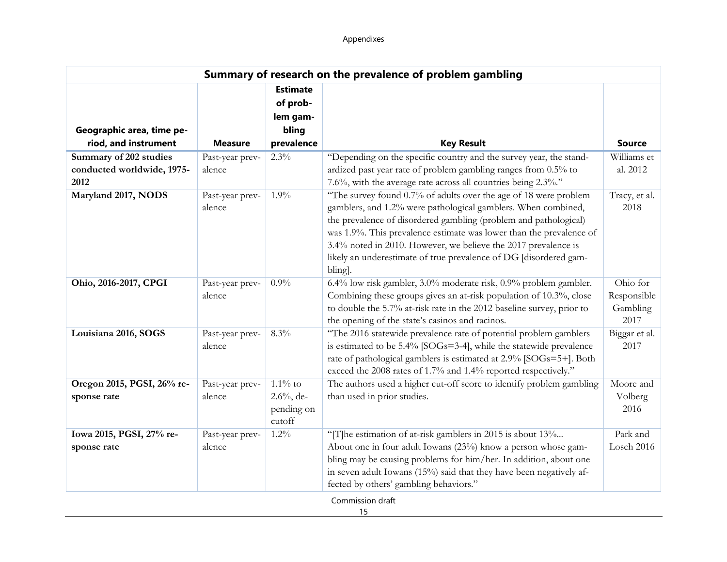| Summary of research on the prevalence of problem gambling | | | | |
|---|---|---|---|---|
| **Geographic area, time period, and instrument** | **Measure** | **Estimate of problem gambling prevalence** | **Key Result** | **Source** |
| **Summary of 202 studies conducted worldwide, 1975-2012** | Past-year prevalence | 2.3% | "Depending on the specific country and the survey year, the standardized past year rate of problem gambling ranges from 0.5% to 7.6%, with the average rate across all countries being 2.3%." | Williams et al. 2012 |
| **Maryland 2017, NODS** | Past-year prevalence | 1.9% | "The survey found 0.7% of adults over the age of 18 were problem gamblers, and 1.2% were pathological gamblers. When combined, the prevalence of disordered gambling (problem and pathological) was 1.9%. This prevalence estimate was lower than the prevalence of 3.4% noted in 2010. However, we believe the 2017 prevalence is likely an underestimate of true prevalence of DG [disordered gambling]. | Tracy, et al. 2018 |
| **Ohio, 2016-2017, CPGI** | Past-year prevalence | 0.9% | 6.4% low risk gambler, 3.0% moderate risk, 0.9% problem gambler. Combining these groups gives an at-risk population of 10.3%, close to double the 5.7% at-risk rate in the 2012 baseline survey, prior to the opening of the state's casinos and racinos. | Ohio for Responsible Gambling 2017 |
| **Louisiana 2016, SOGS** | Past-year prevalence | 8.3% | "The 2016 statewide prevalence rate of potential problem gamblers is estimated to be 5.4% [SOGs=3-4], while the statewide prevalence rate of pathological gamblers is estimated at 2.9% [SOGs=5+]. Both exceed the 2008 rates of 1.7% and 1.4% reported respectively." | Biggar et al. 2017 |
| **Oregon 2015, PGSI, 26% response rate** | Past-year prevalence | 1.1% to 2.6%, depending on cutoff | The authors used a higher cut-off score to identify problem gambling than used in prior studies. | Moore and Volberg 2016 |
| **Iowa 2015, PGSI, 27% response rate** | Past-year prevalence | 1.2% | "[T]he estimation of at-risk gamblers in 2015 is about 13%... About one in four adult Iowans (23%) know a person whose gambling may be causing problems for him/her. In addition, about one in seven adult Iowans (15%) said that they have been negatively affected by others' gambling behaviors." | Park and Losch 2016 |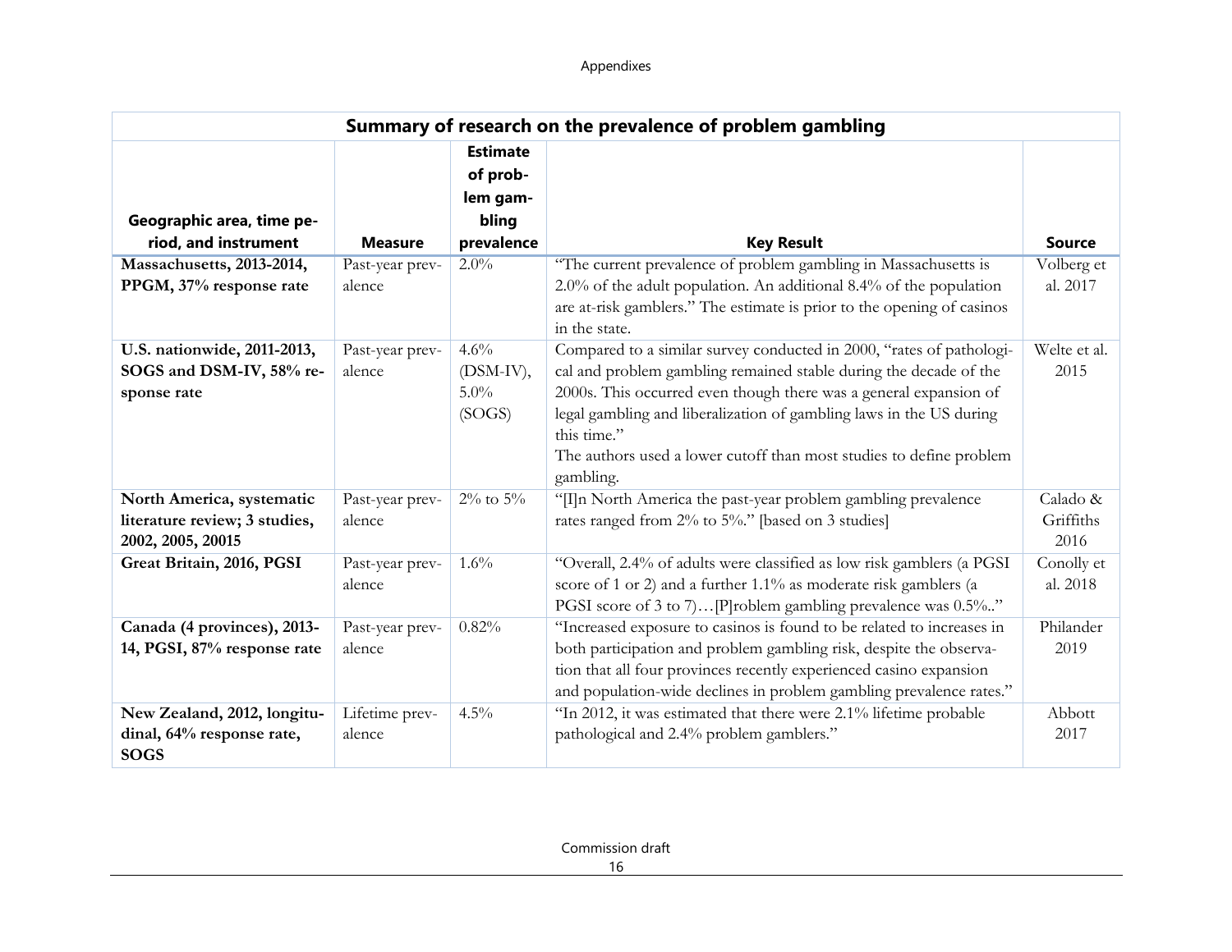| Summary of research on the prevalence of problem gambling | | | | |
|---|---|---|---|---|
| **Geographic area, time period, and instrument** | **Measure** | **Estimate of problem gambling prevalence** | **Key Result** | **Source** |
| **Massachusetts, 2013-2014, PPGM, 37% response rate** | Past-year prevalence | 2.0% | "The current prevalence of problem gambling in Massachusetts is 2.0% of the adult population. An additional 8.4% of the population are at-risk gamblers." The estimate is prior to the opening of casinos in the state. | Volberg et al. 2017 |
| **U.S. nationwide, 2011-2013, SOGS and DSM-IV, 58% response rate** | Past-year prevalence | 4.6% (DSM-IV), 5.0% (SOGS) | Compared to a similar survey conducted in 2000, "rates of pathological and problem gambling remained stable during the decade of the 2000s. This occurred even though there was a general expansion of legal gambling and liberalization of gambling laws in the US during this time." The authors used a lower cutoff than most studies to define problem gambling. | Welte et al. 2015 |
| **North America, systematic literature review; 3 studies, 2002, 2005, 20015** | Past-year prevalence | 2% to 5% | "[I]n North America the past-year problem gambling prevalence rates ranged from 2% to 5%." [based on 3 studies] | Calado & Griffiths 2016 |
| **Great Britain, 2016, PGSI** | Past-year prevalence | 1.6% | "Overall, 2.4% of adults were classified as low risk gamblers (a PGSI score of 1 or 2) and a further 1.1% as moderate risk gamblers (a PGSI score of 3 to 7)…[P]roblem gambling prevalence was 0.5%.." | Conolly et al. 2018 |
| **Canada (4 provinces), 2013-14, PGSI, 87% response rate** | Past-year prevalence | 0.82% | "Increased exposure to casinos is found to be related to increases in both participation and problem gambling risk, despite the observation that all four provinces recently experienced casino expansion and population-wide declines in problem gambling prevalence rates." | Philander 2019 |
| **New Zealand, 2012, longitudinal, 64% response rate, SOGS** | Lifetime prevalence | 4.5% | "In 2012, it was estimated that there were 2.1% lifetime probable pathological and 2.4% problem gamblers." | Abbott 2017 |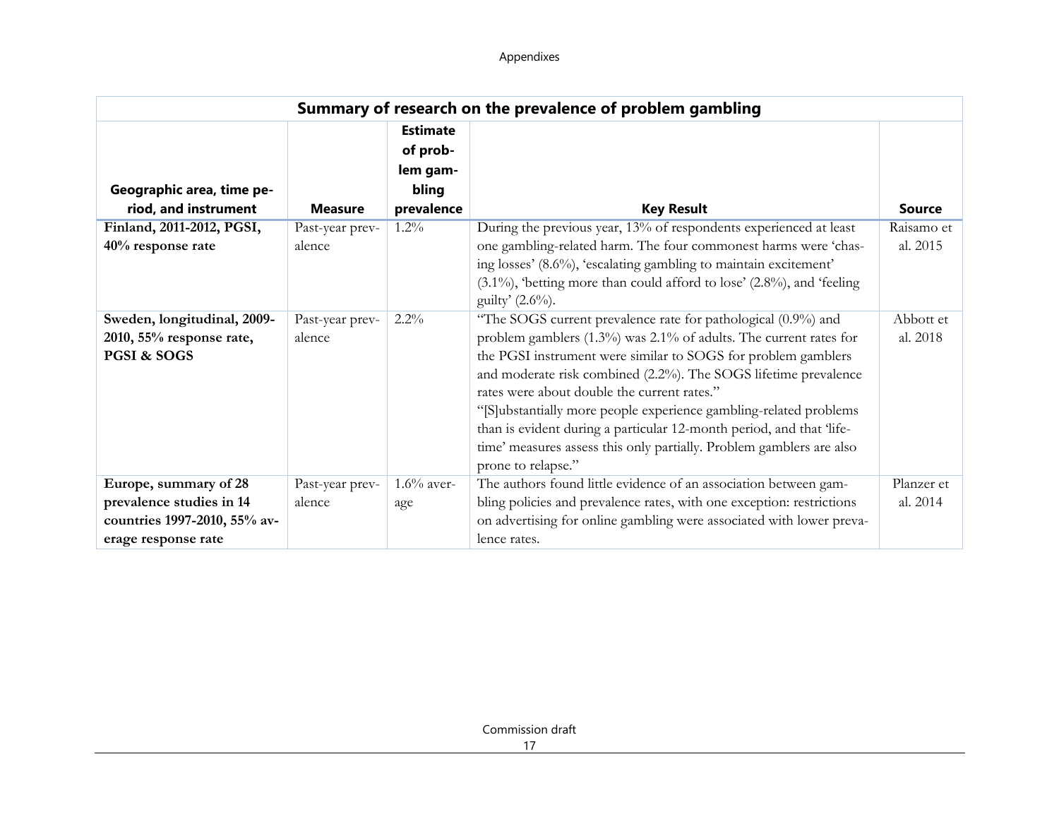| Summary of research on the prevalence of problem gambling | | | | |
|---|---|---|---|---|
| **Geographic area, time period, and instrument** | **Measure** | **Estimate of problem gambling prevalence** | **Key Result** | **Source** |
| **Finland, 2011-2012, PGSI, 40% response rate** | Past-year prevalence | 1.2% | During the previous year, 13% of respondents experienced at least one gambling-related harm. The four commonest harms were 'chasing losses' (8.6%), 'escalating gambling to maintain excitement' (3.1%), 'betting more than could afford to lose' (2.8%), and 'feeling guilty' (2.6%). | Raisamo et al. 2015 |
| **Sweden, longitudinal, 2009-2010, 55% response rate, PGSI & SOGS** | Past-year prevalence | 2.2% | "The SOGS current prevalence rate for pathological (0.9%) and problem gamblers (1.3%) was 2.1% of adults. The current rates for the PGSI instrument were similar to SOGS for problem gamblers and moderate risk combined (2.2%). The SOGS lifetime prevalence rates were about double the current rates." "[S]ubstantially more people experience gambling-related problems than is evident during a particular 12-month period, and that 'lifetime' measures assess this only partially. Problem gamblers are also prone to relapse." | Abbott et al. 2018 |
| **Europe, summary of 28 prevalence studies in 14 countries 1997-2010, 55% average response rate** | Past-year prevalence | 1.6% average | The authors found little evidence of an association between gambling policies and prevalence rates, with one exception: restrictions on advertising for online gambling were associated with lower prevalence rates. | Planzer et al. 2014 |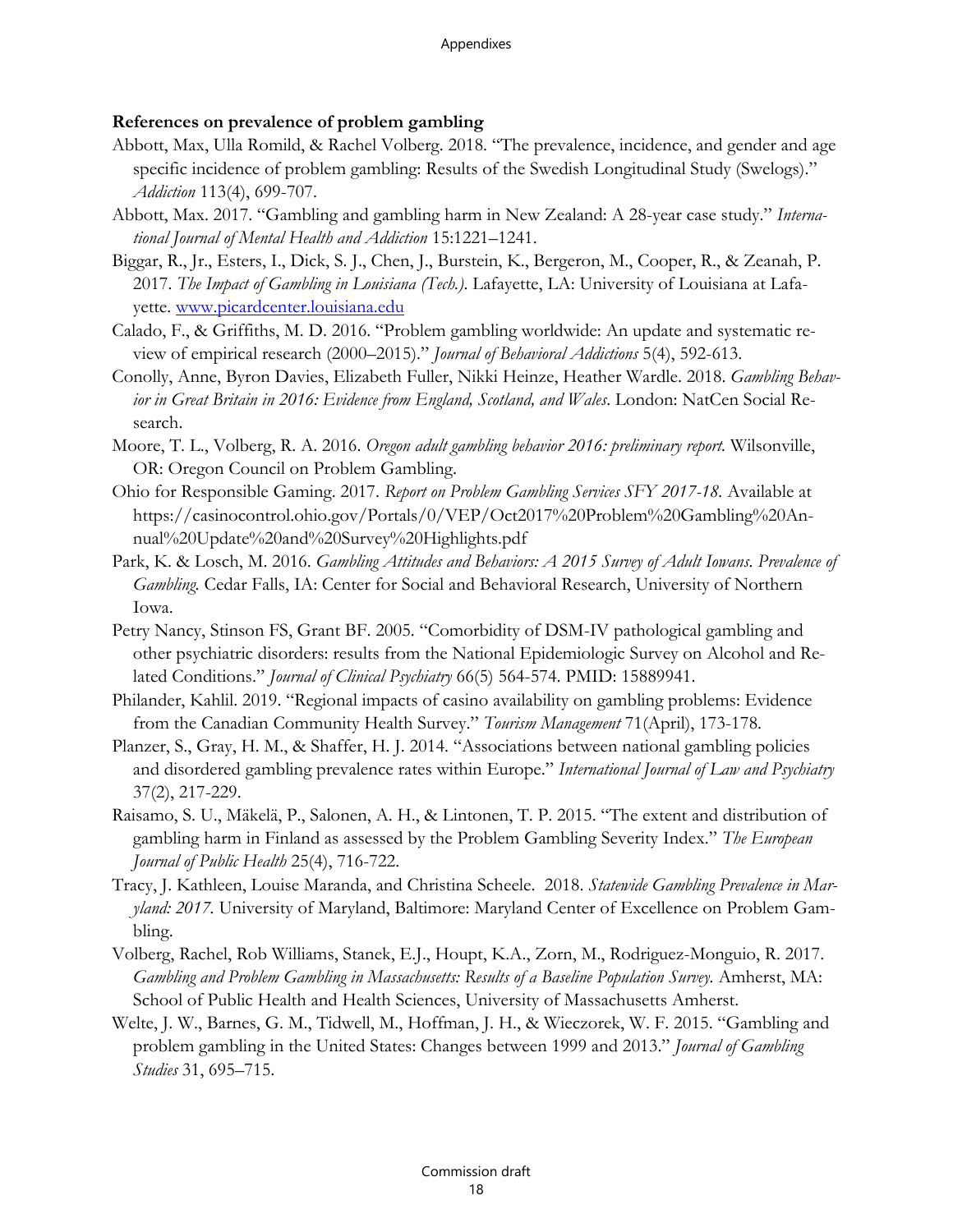**References on prevalence of problem gambling**

Abbott, Max, Ulla Romild, & Rachel Volberg. 2018. "The prevalence, incidence, and gender and age specific incidence of problem gambling: Results of the Swedish Longitudinal Study (Swelogs)." *Addiction* 113(4), 699-707.

Abbott, Max. 2017. "Gambling and gambling harm in New Zealand: A 28-year case study." *International Journal of Mental Health and Addiction* 15:1221–1241.

Biggar, R., Jr., Esters, I., Dick, S. J., Chen, J., Burstein, K., Bergeron, M., Cooper, R., & Zeanah, P. 2017. *The Impact of Gambling in Louisiana (Tech.)*. Lafayette, LA: University of Louisiana at Lafayette. www.picardcenter.louisiana.edu

Calado, F., & Griffiths, M. D. 2016. "Problem gambling worldwide: An update and systematic review of empirical research (2000–2015)." *Journal of Behavioral Addictions* 5(4), 592-613.

Conolly, Anne, Byron Davies, Elizabeth Fuller, Nikki Heinze, Heather Wardle. 2018. *Gambling Behavior in Great Britain in 2016: Evidence from England, Scotland, and Wales*. London: NatCen Social Research.

Moore, T. L., Volberg, R. A. 2016. *Oregon adult gambling behavior 2016: preliminary report.* Wilsonville, OR: Oregon Council on Problem Gambling.

Ohio for Responsible Gaming. 2017. *Report on Problem Gambling Services SFY 2017-18*. Available at https://casinocontrol.ohio.gov/Portals/0/VEP/Oct2017%20Problem%20Gambling%20Annual%20Update%20and%20Survey%20Highlights.pdf

Park, K. & Losch, M. 2016. *Gambling Attitudes and Behaviors: A 2015 Survey of Adult Iowans. Prevalence of Gambling.* Cedar Falls, IA: Center for Social and Behavioral Research, University of Northern Iowa.

Petry Nancy, Stinson FS, Grant BF. 2005. "Comorbidity of DSM-IV pathological gambling and other psychiatric disorders: results from the National Epidemiologic Survey on Alcohol and Related Conditions." *Journal of Clinical Psychiatry* 66(5) 564-574. PMID: 15889941.

Philander, Kahlil. 2019. "Regional impacts of casino availability on gambling problems: Evidence from the Canadian Community Health Survey." *Tourism Management* 71(April), 173-178.

Planzer, S., Gray, H. M., & Shaffer, H. J. 2014. "Associations between national gambling policies and disordered gambling prevalence rates within Europe." *International Journal of Law and Psychiatry* 37(2), 217-229.

Raisamo, S. U., Mäkelä, P., Salonen, A. H., & Lintonen, T. P. 2015. "The extent and distribution of gambling harm in Finland as assessed by the Problem Gambling Severity Index." *The European Journal of Public Health* 25(4), 716-722.

Tracy, J. Kathleen, Louise Maranda, and Christina Scheele. 2018. *Statewide Gambling Prevalence in Maryland: 2017*. University of Maryland, Baltimore: Maryland Center of Excellence on Problem Gambling.

Volberg, Rachel, Rob Williams, Stanek, E.J., Houpt, K.A., Zorn, M., Rodriguez-Monguio, R. 2017. *Gambling and Problem Gambling in Massachusetts: Results of a Baseline Population Survey.* Amherst, MA: School of Public Health and Health Sciences, University of Massachusetts Amherst.

Welte, J. W., Barnes, G. M., Tidwell, M., Hoffman, J. H., & Wieczorek, W. F. 2015. "Gambling and problem gambling in the United States: Changes between 1999 and 2013." *Journal of Gambling Studies* 31, 695–715.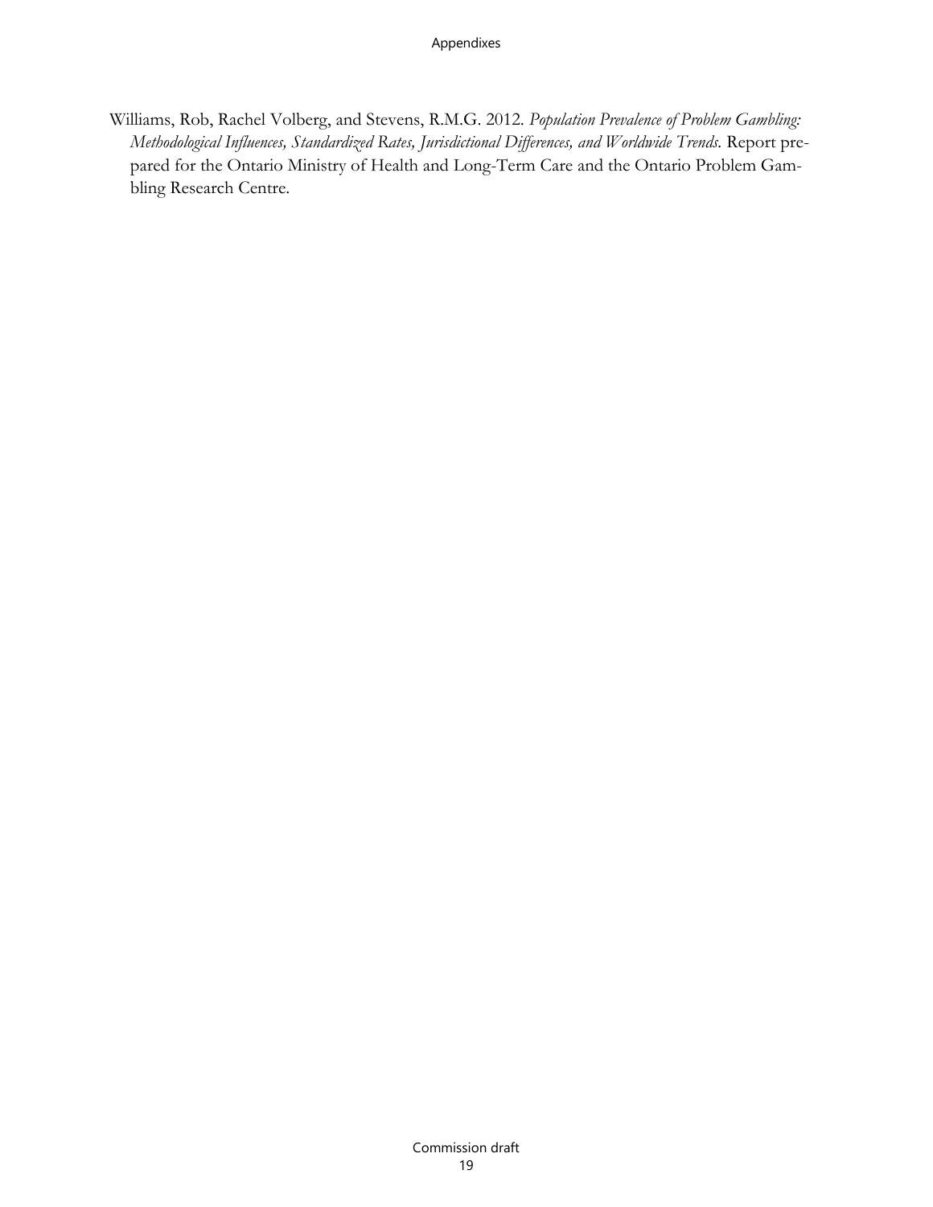Williams, Rob, Rachel Volberg, and Stevens, R.M.G. 2012. *Population Prevalence of Problem Gambling: Methodological Influences, Standardized Rates, Jurisdictional Differences, and Worldwide Trends*. Report prepared for the Ontario Ministry of Health and Long-Term Care and the Ontario Problem Gambling Research Centre.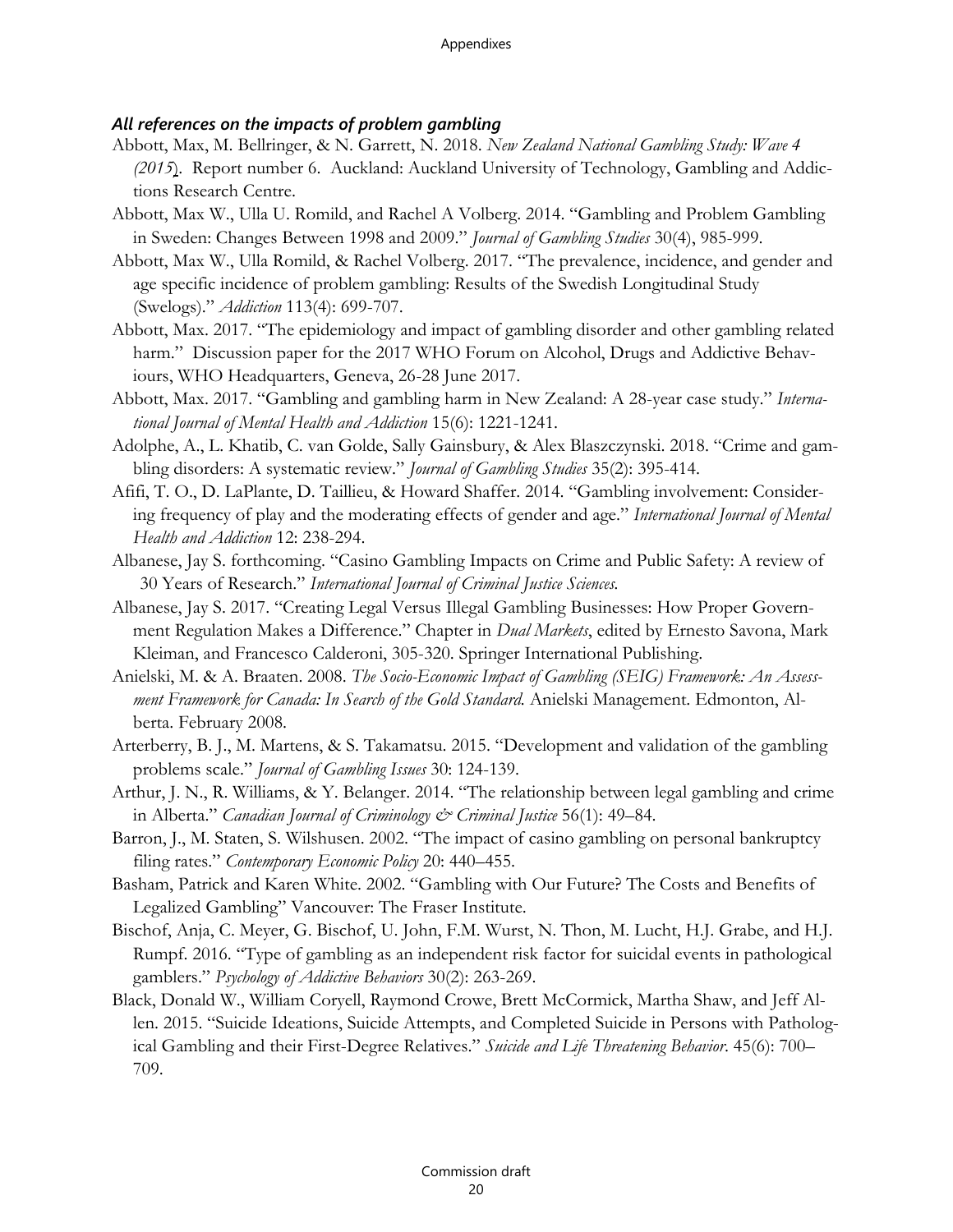### *All references on the impacts of problem gambling*

Abbott, Max, M. Bellringer, & N. Garrett, N. 2018. *New Zealand National Gambling Study: Wave 4 (2015*). Report number 6. Auckland: Auckland University of Technology, Gambling and Addictions Research Centre.

Abbott, Max W., Ulla U. Romild, and Rachel A Volberg. 2014. "Gambling and Problem Gambling in Sweden: Changes Between 1998 and 2009." *Journal of Gambling Studies* 30(4), 985-999.

Abbott, Max W., Ulla Romild, & Rachel Volberg. 2017. "The prevalence, incidence, and gender and age specific incidence of problem gambling: Results of the Swedish Longitudinal Study (Swelogs)." *Addiction* 113(4): 699-707.

Abbott, Max. 2017. "The epidemiology and impact of gambling disorder and other gambling related harm." Discussion paper for the 2017 WHO Forum on Alcohol, Drugs and Addictive Behaviours, WHO Headquarters, Geneva, 26-28 June 2017.

Abbott, Max. 2017. "Gambling and gambling harm in New Zealand: A 28-year case study." *International Journal of Mental Health and Addiction* 15(6): 1221-1241.

Adolphe, A., L. Khatib, C. van Golde, Sally Gainsbury, & Alex Blaszczynski. 2018. "Crime and gambling disorders: A systematic review." *Journal of Gambling Studies* 35(2): 395-414.

Afifi, T. O., D. LaPlante, D. Taillieu, & Howard Shaffer. 2014. "Gambling involvement: Considering frequency of play and the moderating effects of gender and age." *International Journal of Mental Health and Addiction* 12: 238-294.

Albanese, Jay S. forthcoming. "Casino Gambling Impacts on Crime and Public Safety: A review of 30 Years of Research." *International Journal of Criminal Justice Sciences.*

Albanese, Jay S. 2017. "Creating Legal Versus Illegal Gambling Businesses: How Proper Government Regulation Makes a Difference." Chapter in *Dual Markets*, edited by Ernesto Savona, Mark Kleiman, and Francesco Calderoni, 305-320. Springer International Publishing.

Anielski, M. & A. Braaten. 2008. *The Socio-Economic Impact of Gambling (SEIG) Framework: An Assessment Framework for Canada: In Search of the Gold Standard.* Anielski Management. Edmonton, Alberta. February 2008.

Arterberry, B. J., M. Martens, & S. Takamatsu. 2015. "Development and validation of the gambling problems scale." *Journal of Gambling Issues* 30: 124-139.

Arthur, J. N., R. Williams, & Y. Belanger. 2014. "The relationship between legal gambling and crime in Alberta." *Canadian Journal of Criminology & Criminal Justice* 56(1): 49–84.

Barron, J., M. Staten, S. Wilshusen. 2002. "The impact of casino gambling on personal bankruptcy filing rates." *Contemporary Economic Policy* 20: 440–455.

Basham, Patrick and Karen White. 2002. "Gambling with Our Future? The Costs and Benefits of Legalized Gambling" Vancouver: The Fraser Institute.

Bischof, Anja, C. Meyer, G. Bischof, U. John, F.M. Wurst, N. Thon, M. Lucht, H.J. Grabe, and H.J. Rumpf. 2016. "Type of gambling as an independent risk factor for suicidal events in pathological gamblers." *Psychology of Addictive Behaviors* 30(2): 263-269.

Black, Donald W., William Coryell, Raymond Crowe, Brett McCormick, Martha Shaw, and Jeff Allen. 2015. "Suicide Ideations, Suicide Attempts, and Completed Suicide in Persons with Pathological Gambling and their First-Degree Relatives." *Suicide and Life Threatening Behavior*. 45(6): 700–709.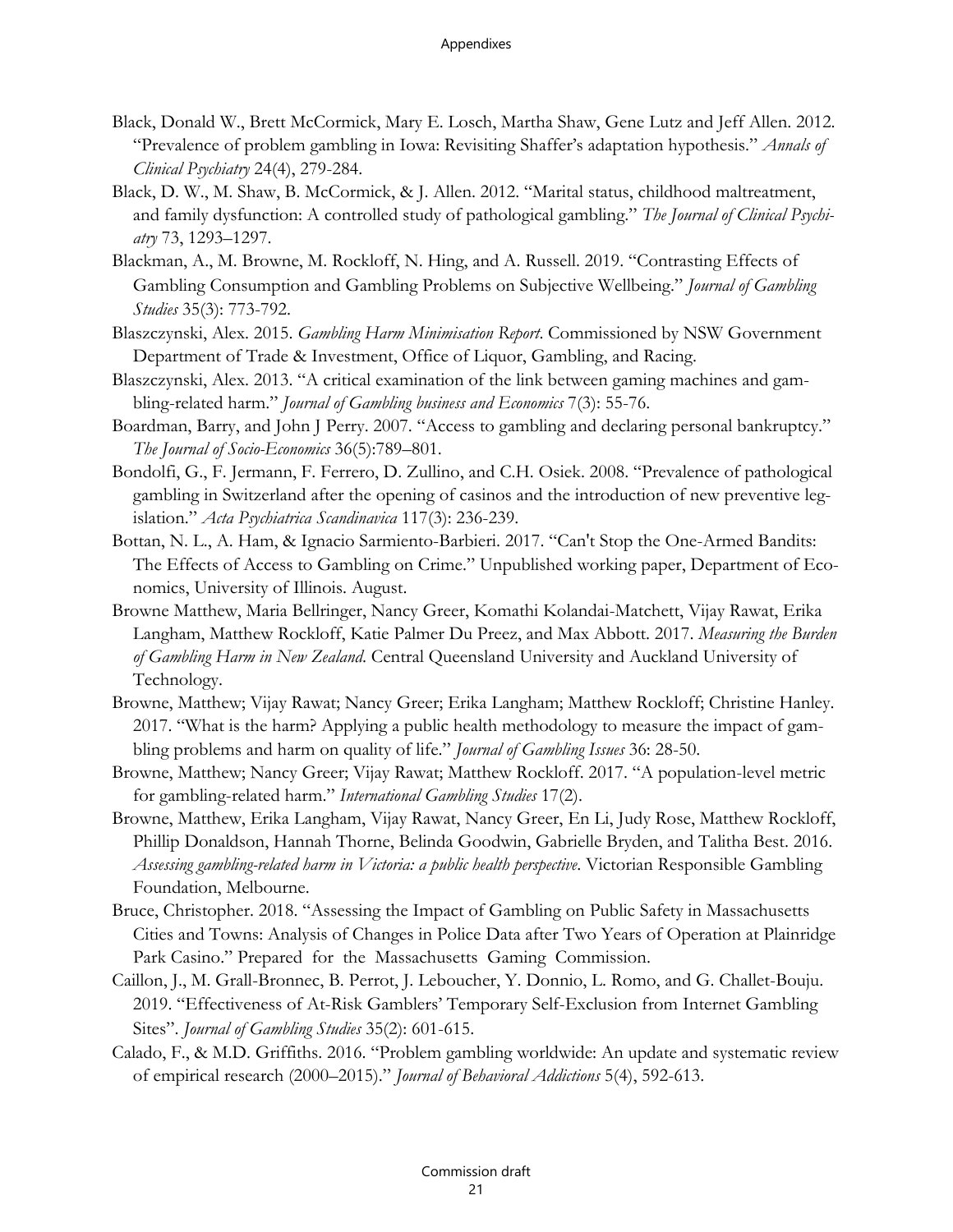Black, Donald W., Brett McCormick, Mary E. Losch, Martha Shaw, Gene Lutz and Jeff Allen. 2012. "Prevalence of problem gambling in Iowa: Revisiting Shaffer's adaptation hypothesis." *Annals of Clinical Psychiatry* 24(4), 279-284.

Black, D. W., M. Shaw, B. McCormick, & J. Allen. 2012. "Marital status, childhood maltreatment, and family dysfunction: A controlled study of pathological gambling." *The Journal of Clinical Psychiatry* 73, 1293–1297.

Blackman, A., M. Browne, M. Rockloff, N. Hing, and A. Russell. 2019. "Contrasting Effects of Gambling Consumption and Gambling Problems on Subjective Wellbeing." *Journal of Gambling Studies* 35(3): 773-792.

Blaszczynski, Alex. 2015. *Gambling Harm Minimisation Report*. Commissioned by NSW Government Department of Trade & Investment, Office of Liquor, Gambling, and Racing.

Blaszczynski, Alex. 2013. "A critical examination of the link between gaming machines and gambling-related harm." *Journal of Gambling business and Economics* 7(3): 55-76.

Boardman, Barry, and John J Perry. 2007. "Access to gambling and declaring personal bankruptcy." *The Journal of Socio-Economics* 36(5):789–801.

Bondolfi, G., F. Jermann, F. Ferrero, D. Zullino, and C.H. Osiek. 2008. "Prevalence of pathological gambling in Switzerland after the opening of casinos and the introduction of new preventive legislation." *Acta Psychiatrica Scandinavica* 117(3): 236-239.

Bottan, N. L., A. Ham, & Ignacio Sarmiento-Barbieri. 2017. "Can't Stop the One-Armed Bandits: The Effects of Access to Gambling on Crime." Unpublished working paper, Department of Economics, University of Illinois. August.

Browne Matthew, Maria Bellringer, Nancy Greer, Komathi Kolandai-Matchett, Vijay Rawat, Erika Langham, Matthew Rockloff, Katie Palmer Du Preez, and Max Abbott. 2017. *Measuring the Burden of Gambling Harm in New Zealand*. Central Queensland University and Auckland University of Technology.

Browne, Matthew; Vijay Rawat; Nancy Greer; Erika Langham; Matthew Rockloff; Christine Hanley. 2017. "What is the harm? Applying a public health methodology to measure the impact of gambling problems and harm on quality of life." *Journal of Gambling Issues* 36: 28-50.

Browne, Matthew; Nancy Greer; Vijay Rawat; Matthew Rockloff. 2017. "A population-level metric for gambling-related harm." *International Gambling Studies* 17(2).

Browne, Matthew, Erika Langham, Vijay Rawat, Nancy Greer, En Li, Judy Rose, Matthew Rockloff, Phillip Donaldson, Hannah Thorne, Belinda Goodwin, Gabrielle Bryden, and Talitha Best. 2016. *Assessing gambling-related harm in Victoria: a public health perspective*. Victorian Responsible Gambling Foundation, Melbourne.

Bruce, Christopher. 2018. "Assessing the Impact of Gambling on Public Safety in Massachusetts Cities and Towns: Analysis of Changes in Police Data after Two Years of Operation at Plainridge Park Casino." Prepared for the Massachusetts Gaming Commission.

Caillon, J., M. Grall-Bronnec, B. Perrot, J. Leboucher, Y. Donnio, L. Romo, and G. Challet-Bouju. 2019. "Effectiveness of At-Risk Gamblers' Temporary Self-Exclusion from Internet Gambling Sites". *Journal of Gambling Studies* 35(2): 601-615.

Calado, F., & M.D. Griffiths. 2016. "Problem gambling worldwide: An update and systematic review of empirical research (2000–2015)." *Journal of Behavioral Addictions* 5(4), 592-613.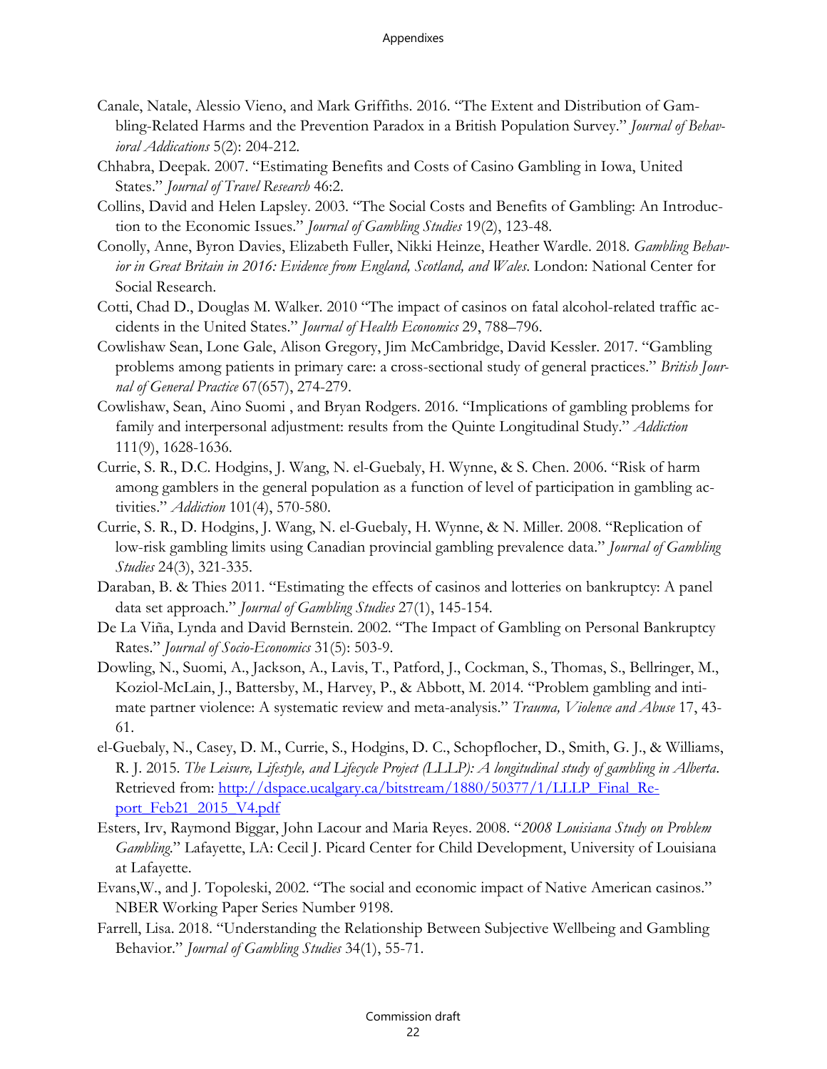Canale, Natale, Alessio Vieno, and Mark Griffiths. 2016. "The Extent and Distribution of Gambling-Related Harms and the Prevention Paradox in a British Population Survey." *Journal of Behavioral Addications* 5(2): 204-212.

Chhabra, Deepak. 2007. "Estimating Benefits and Costs of Casino Gambling in Iowa, United States." *Journal of Travel Research* 46:2.

Collins, David and Helen Lapsley. 2003. "The Social Costs and Benefits of Gambling: An Introduction to the Economic Issues." *Journal of Gambling Studies* 19(2), 123-48.

Conolly, Anne, Byron Davies, Elizabeth Fuller, Nikki Heinze, Heather Wardle. 2018. *Gambling Behavior in Great Britain in 2016: Evidence from England, Scotland, and Wales*. London: National Center for Social Research.

Cotti, Chad D., Douglas M. Walker. 2010 "The impact of casinos on fatal alcohol-related traffic accidents in the United States." *Journal of Health Economics* 29, 788–796.

Cowlishaw Sean, Lone Gale, Alison Gregory, Jim McCambridge, David Kessler. 2017. "Gambling problems among patients in primary care: a cross-sectional study of general practices." *British Journal of General Practice* 67(657), 274-279.

Cowlishaw, Sean, Aino Suomi , and Bryan Rodgers. 2016. "Implications of gambling problems for family and interpersonal adjustment: results from the Quinte Longitudinal Study." *Addiction* 111(9), 1628-1636.

Currie, S. R., D.C. Hodgins, J. Wang, N. el-Guebaly, H. Wynne, & S. Chen. 2006. "Risk of harm among gamblers in the general population as a function of level of participation in gambling activities." *Addiction* 101(4), 570-580.

Currie, S. R., D. Hodgins, J. Wang, N. el-Guebaly, H. Wynne, & N. Miller. 2008. "Replication of low-risk gambling limits using Canadian provincial gambling prevalence data." *Journal of Gambling Studies* 24(3), 321-335.

Daraban, B. & Thies 2011. "Estimating the effects of casinos and lotteries on bankruptcy: A panel data set approach." *Journal of Gambling Studies* 27(1), 145-154.

De La Viña, Lynda and David Bernstein. 2002. "The Impact of Gambling on Personal Bankruptcy Rates." *Journal of Socio-Economics* 31(5): 503-9.

Dowling, N., Suomi, A., Jackson, A., Lavis, T., Patford, J., Cockman, S., Thomas, S., Bellringer, M., Koziol-McLain, J., Battersby, M., Harvey, P., & Abbott, M. 2014. "Problem gambling and intimate partner violence: A systematic review and meta-analysis." *Trauma, Violence and Abuse* 17, 43-61.

el-Guebaly, N., Casey, D. M., Currie, S., Hodgins, D. C., Schopflocher, D., Smith, G. J., & Williams, R. J. 2015. *The Leisure, Lifestyle, and Lifecycle Project (LLLP): A longitudinal study of gambling in Alberta*. Retrieved from: [http://dspace.ucalgary.ca/bitstream/1880/50377/1/LLLP_Final_Report_Feb21_2015_V4.pdf](http://dspace.ucalgary.ca/bitstream/1880/50377/1/LLLP_Final_Report_Feb21_2015_V4.pdf)

Esters, Irv, Raymond Biggar, John Lacour and Maria Reyes. 2008. "*2008 Louisiana Study on Problem Gambling*." Lafayette, LA: Cecil J. Picard Center for Child Development, University of Louisiana at Lafayette.

Evans,W., and J. Topoleski, 2002. "The social and economic impact of Native American casinos." NBER Working Paper Series Number 9198.

Farrell, Lisa. 2018. "Understanding the Relationship Between Subjective Wellbeing and Gambling Behavior." *Journal of Gambling Studies* 34(1), 55-71.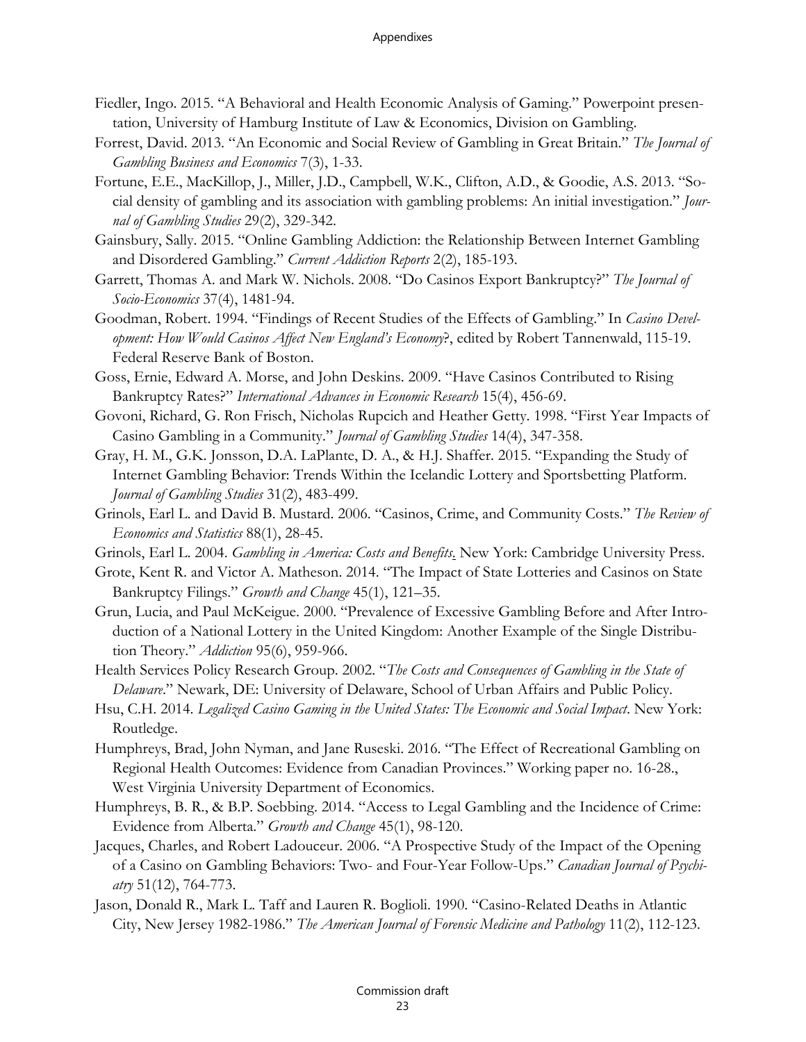Fiedler, Ingo. 2015. "A Behavioral and Health Economic Analysis of Gaming." Powerpoint presentation, University of Hamburg Institute of Law & Economics, Division on Gambling.

Forrest, David. 2013. "An Economic and Social Review of Gambling in Great Britain." *The Journal of Gambling Business and Economics* 7(3), 1-33.

Fortune, E.E., MacKillop, J., Miller, J.D., Campbell, W.K., Clifton, A.D., & Goodie, A.S. 2013. "Social density of gambling and its association with gambling problems: An initial investigation." *Journal of Gambling Studies* 29(2), 329-342.

Gainsbury, Sally. 2015. "Online Gambling Addiction: the Relationship Between Internet Gambling and Disordered Gambling." *Current Addiction Reports* 2(2), 185-193.

Garrett, Thomas A. and Mark W. Nichols. 2008. "Do Casinos Export Bankruptcy?" *The Journal of Socio-Economics* 37(4), 1481-94.

Goodman, Robert. 1994. "Findings of Recent Studies of the Effects of Gambling." In *Casino Development: How Would Casinos Affect New England's Economy*?, edited by Robert Tannenwald, 115-19. Federal Reserve Bank of Boston.

Goss, Ernie, Edward A. Morse, and John Deskins. 2009. "Have Casinos Contributed to Rising Bankruptcy Rates?" *International Advances in Economic Research* 15(4), 456-69.

Govoni, Richard, G. Ron Frisch, Nicholas Rupcich and Heather Getty. 1998. "First Year Impacts of Casino Gambling in a Community." *Journal of Gambling Studies* 14(4), 347-358.

Gray, H. M., G.K. Jonsson, D.A. LaPlante, D. A., & H.J. Shaffer. 2015. "Expanding the Study of Internet Gambling Behavior: Trends Within the Icelandic Lottery and Sportsbetting Platform. *Journal of Gambling Studies* 31(2), 483-499.

Grinols, Earl L. and David B. Mustard. 2006. "Casinos, Crime, and Community Costs." *The Review of Economics and Statistics* 88(1), 28-45.

Grinols, Earl L. 2004. *Gambling in America: Costs and Benefits*. New York: Cambridge University Press.

Grote, Kent R. and Victor A. Matheson. 2014. "The Impact of State Lotteries and Casinos on State Bankruptcy Filings." *Growth and Change* 45(1), 121–35.

Grun, Lucia, and Paul McKeigue. 2000. "Prevalence of Excessive Gambling Before and After Introduction of a National Lottery in the United Kingdom: Another Example of the Single Distribution Theory." *Addiction* 95(6), 959-966.

Health Services Policy Research Group. 2002. "*The Costs and Consequences of Gambling in the State of Delaware*." Newark, DE: University of Delaware, School of Urban Affairs and Public Policy.

Hsu, C.H. 2014. *Legalized Casino Gaming in the United States: The Economic and Social Impact*. New York: Routledge.

Humphreys, Brad, John Nyman, and Jane Ruseski. 2016. "The Effect of Recreational Gambling on Regional Health Outcomes: Evidence from Canadian Provinces." Working paper no. 16-28., West Virginia University Department of Economics.

Humphreys, B. R., & B.P. Soebbing. 2014. "Access to Legal Gambling and the Incidence of Crime: Evidence from Alberta." *Growth and Change* 45(1), 98-120.

Jacques, Charles, and Robert Ladouceur. 2006. "A Prospective Study of the Impact of the Opening of a Casino on Gambling Behaviors: Two- and Four-Year Follow-Ups." *Canadian Journal of Psychiatry* 51(12), 764-773.

Jason, Donald R., Mark L. Taff and Lauren R. Boglioli. 1990. "Casino-Related Deaths in Atlantic City, New Jersey 1982-1986." *The American Journal of Forensic Medicine and Pathology* 11(2), 112-123.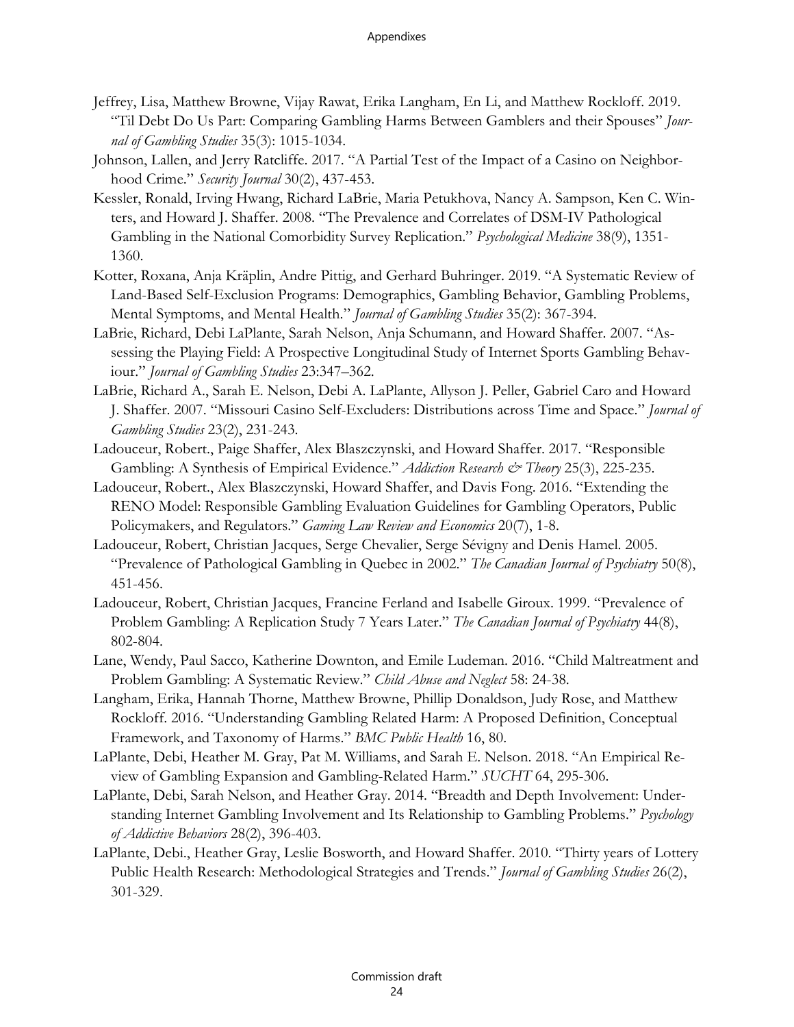Jeffrey, Lisa, Matthew Browne, Vijay Rawat, Erika Langham, En Li, and Matthew Rockloff. 2019. "Til Debt Do Us Part: Comparing Gambling Harms Between Gamblers and their Spouses" *Journal of Gambling Studies* 35(3): 1015-1034.

Johnson, Lallen, and Jerry Ratcliffe. 2017. "A Partial Test of the Impact of a Casino on Neighborhood Crime." *Security Journal* 30(2), 437-453.

Kessler, Ronald, Irving Hwang, Richard LaBrie, Maria Petukhova, Nancy A. Sampson, Ken C. Winters, and Howard J. Shaffer. 2008. "The Prevalence and Correlates of DSM-IV Pathological Gambling in the National Comorbidity Survey Replication." *Psychological Medicine* 38(9), 1351-1360.

Kotter, Roxana, Anja Kräplin, Andre Pittig, and Gerhard Buhringer. 2019. "A Systematic Review of Land-Based Self-Exclusion Programs: Demographics, Gambling Behavior, Gambling Problems, Mental Symptoms, and Mental Health." *Journal of Gambling Studies* 35(2): 367-394.

LaBrie, Richard, Debi LaPlante, Sarah Nelson, Anja Schumann, and Howard Shaffer. 2007. "Assessing the Playing Field: A Prospective Longitudinal Study of Internet Sports Gambling Behaviour." *Journal of Gambling Studies* 23:347–362.

LaBrie, Richard A., Sarah E. Nelson, Debi A. LaPlante, Allyson J. Peller, Gabriel Caro and Howard J. Shaffer. 2007. "Missouri Casino Self-Excluders: Distributions across Time and Space." *Journal of Gambling Studies* 23(2), 231-243.

Ladouceur, Robert., Paige Shaffer, Alex Blaszczynski, and Howard Shaffer. 2017. "Responsible Gambling: A Synthesis of Empirical Evidence." *Addiction Research & Theory* 25(3), 225-235.

Ladouceur, Robert., Alex Blaszczynski, Howard Shaffer, and Davis Fong. 2016. "Extending the RENO Model: Responsible Gambling Evaluation Guidelines for Gambling Operators, Public Policymakers, and Regulators." *Gaming Law Review and Economics* 20(7), 1-8.

Ladouceur, Robert, Christian Jacques, Serge Chevalier, Serge Sévigny and Denis Hamel. 2005. "Prevalence of Pathological Gambling in Quebec in 2002." *The Canadian Journal of Psychiatry* 50(8), 451-456.

Ladouceur, Robert, Christian Jacques, Francine Ferland and Isabelle Giroux. 1999. "Prevalence of Problem Gambling: A Replication Study 7 Years Later." *The Canadian Journal of Psychiatry* 44(8), 802-804.

Lane, Wendy, Paul Sacco, Katherine Downton, and Emile Ludeman. 2016. "Child Maltreatment and Problem Gambling: A Systematic Review." *Child Abuse and Neglect* 58: 24-38.

Langham, Erika, Hannah Thorne, Matthew Browne, Phillip Donaldson, Judy Rose, and Matthew Rockloff. 2016. "Understanding Gambling Related Harm: A Proposed Definition, Conceptual Framework, and Taxonomy of Harms." *BMC Public Health* 16, 80.

LaPlante, Debi, Heather M. Gray, Pat M. Williams, and Sarah E. Nelson. 2018. "An Empirical Review of Gambling Expansion and Gambling-Related Harm." *SUCHT* 64, 295-306.

LaPlante, Debi, Sarah Nelson, and Heather Gray. 2014. "Breadth and Depth Involvement: Understanding Internet Gambling Involvement and Its Relationship to Gambling Problems." *Psychology of Addictive Behaviors* 28(2), 396-403.

LaPlante, Debi., Heather Gray, Leslie Bosworth, and Howard Shaffer. 2010. "Thirty years of Lottery Public Health Research: Methodological Strategies and Trends." *Journal of Gambling Studies* 26(2), 301-329.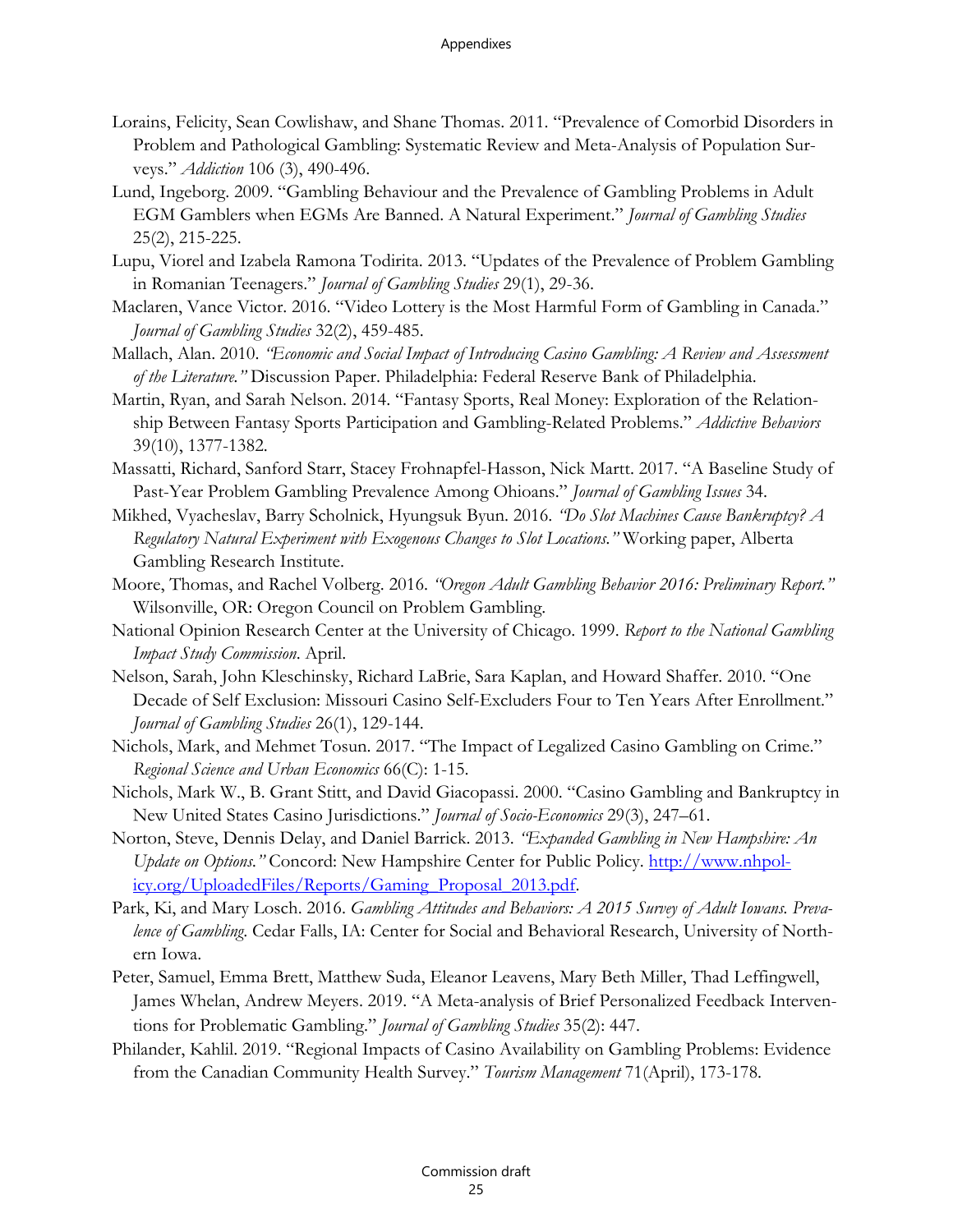Lorains, Felicity, Sean Cowlishaw, and Shane Thomas. 2011. "Prevalence of Comorbid Disorders in Problem and Pathological Gambling: Systematic Review and Meta-Analysis of Population Surveys." *Addiction* 106 (3), 490-496.

Lund, Ingeborg. 2009. "Gambling Behaviour and the Prevalence of Gambling Problems in Adult EGM Gamblers when EGMs Are Banned. A Natural Experiment." *Journal of Gambling Studies* 25(2), 215-225.

Lupu, Viorel and Izabela Ramona Todirita. 2013. "Updates of the Prevalence of Problem Gambling in Romanian Teenagers." *Journal of Gambling Studies* 29(1), 29-36.

Maclaren, Vance Victor. 2016. "Video Lottery is the Most Harmful Form of Gambling in Canada." *Journal of Gambling Studies* 32(2), 459-485.

Mallach, Alan. 2010. *"Economic and Social Impact of Introducing Casino Gambling: A Review and Assessment of the Literature."* Discussion Paper. Philadelphia: Federal Reserve Bank of Philadelphia.

Martin, Ryan, and Sarah Nelson. 2014. "Fantasy Sports, Real Money: Exploration of the Relationship Between Fantasy Sports Participation and Gambling-Related Problems." *Addictive Behaviors* 39(10), 1377-1382.

Massatti, Richard, Sanford Starr, Stacey Frohnapfel-Hasson, Nick Martt. 2017. "A Baseline Study of Past-Year Problem Gambling Prevalence Among Ohioans." *Journal of Gambling Issues* 34.

Mikhed, Vyacheslav, Barry Scholnick, Hyungsuk Byun. 2016. *"Do Slot Machines Cause Bankruptcy? A Regulatory Natural Experiment with Exogenous Changes to Slot Locations."* Working paper, Alberta Gambling Research Institute.

Moore, Thomas, and Rachel Volberg. 2016. *"Oregon Adult Gambling Behavior 2016: Preliminary Report."* Wilsonville, OR: Oregon Council on Problem Gambling.

National Opinion Research Center at the University of Chicago. 1999. *Report to the National Gambling Impact Study Commission*. April.

Nelson, Sarah, John Kleschinsky, Richard LaBrie, Sara Kaplan, and Howard Shaffer. 2010. "One Decade of Self Exclusion: Missouri Casino Self-Excluders Four to Ten Years After Enrollment." *Journal of Gambling Studies* 26(1), 129-144.

Nichols, Mark, and Mehmet Tosun. 2017. "The Impact of Legalized Casino Gambling on Crime." *Regional Science and Urban Economics* 66(C): 1-15.

Nichols, Mark W., B. Grant Stitt, and David Giacopassi. 2000. "Casino Gambling and Bankruptcy in New United States Casino Jurisdictions." *Journal of Socio-Economics* 29(3), 247–61.

Norton, Steve, Dennis Delay, and Daniel Barrick. 2013. *"Expanded Gambling in New Hampshire: An Update on Options."* Concord: New Hampshire Center for Public Policy. [http://www.nhpolicy.org/UploadedFiles/Reports/Gaming_Proposal_2013.pdf](http://www.nhpolicy.org/UploadedFiles/Reports/Gaming_Proposal_2013.pdf).

Park, Ki, and Mary Losch. 2016. *Gambling Attitudes and Behaviors: A 2015 Survey of Adult Iowans. Prevalence of Gambling*. Cedar Falls, IA: Center for Social and Behavioral Research, University of Northern Iowa.

Peter, Samuel, Emma Brett, Matthew Suda, Eleanor Leavens, Mary Beth Miller, Thad Leffingwell, James Whelan, Andrew Meyers. 2019. "A Meta-analysis of Brief Personalized Feedback Interventions for Problematic Gambling." *Journal of Gambling Studies* 35(2): 447.

Philander, Kahlil. 2019. "Regional Impacts of Casino Availability on Gambling Problems: Evidence from the Canadian Community Health Survey." *Tourism Management* 71(April), 173-178.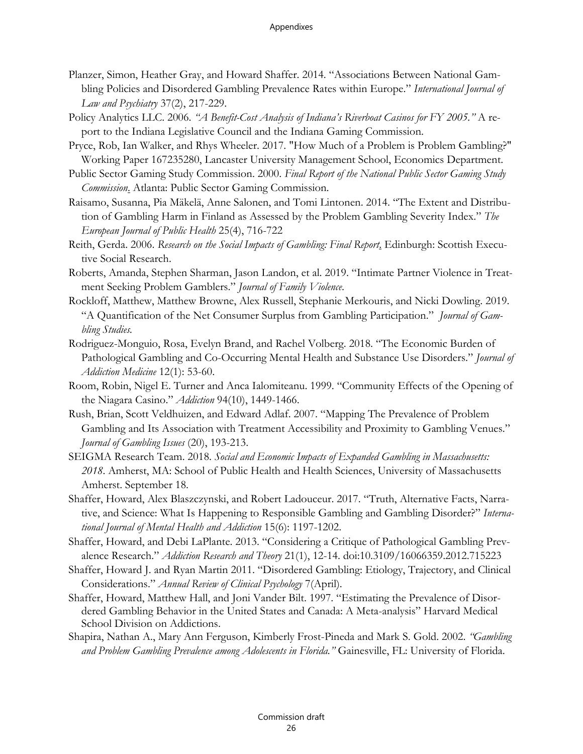Planzer, Simon, Heather Gray, and Howard Shaffer. 2014. "Associations Between National Gambling Policies and Disordered Gambling Prevalence Rates within Europe." *International Journal of Law and Psychiatry* 37(2), 217-229.

Policy Analytics LLC. 2006. *"A Benefit-Cost Analysis of Indiana's Riverboat Casinos for FY 2005."* A report to the Indiana Legislative Council and the Indiana Gaming Commission.

Pryce, Rob, Ian Walker, and Rhys Wheeler. 2017. "How Much of a Problem is Problem Gambling?" Working Paper 167235280, Lancaster University Management School, Economics Department.

Public Sector Gaming Study Commission. 2000. *Final Report of the National Public Sector Gaming Study Commission*. Atlanta: Public Sector Gaming Commission.

Raisamo, Susanna, Pia Mäkelä, Anne Salonen, and Tomi Lintonen. 2014. "The Extent and Distribution of Gambling Harm in Finland as Assessed by the Problem Gambling Severity Index." *The European Journal of Public Health* 25(4), 716-722

Reith, Gerda. 2006. *Research on the Social Impacts of Gambling: Final Report*. Edinburgh: Scottish Executive Social Research.

Roberts, Amanda, Stephen Sharman, Jason Landon, et al. 2019. "Intimate Partner Violence in Treatment Seeking Problem Gamblers." *Journal of Family Violence*.

Rockloff, Matthew, Matthew Browne, Alex Russell, Stephanie Merkouris, and Nicki Dowling. 2019. "A Quantification of the Net Consumer Surplus from Gambling Participation." *Journal of Gambling Studies*.

Rodriguez-Monguio, Rosa, Evelyn Brand, and Rachel Volberg. 2018. "The Economic Burden of Pathological Gambling and Co-Occurring Mental Health and Substance Use Disorders." *Journal of Addiction Medicine* 12(1): 53-60.

Room, Robin, Nigel E. Turner and Anca Ialomiteanu. 1999. "Community Effects of the Opening of the Niagara Casino." *Addiction* 94(10), 1449-1466.

Rush, Brian, Scott Veldhuizen, and Edward Adlaf. 2007. "Mapping The Prevalence of Problem Gambling and Its Association with Treatment Accessibility and Proximity to Gambling Venues." *Journal of Gambling Issues* (20), 193-213.

SEIGMA Research Team. 2018. *Social and Economic Impacts of Expanded Gambling in Massachusetts: 2018*. Amherst, MA: School of Public Health and Health Sciences, University of Massachusetts Amherst. September 18.

Shaffer, Howard, Alex Blaszczynski, and Robert Ladouceur. 2017. "Truth, Alternative Facts, Narrative, and Science: What Is Happening to Responsible Gambling and Gambling Disorder?" *International Journal of Mental Health and Addiction* 15(6): 1197-1202.

Shaffer, Howard, and Debi LaPlante. 2013. "Considering a Critique of Pathological Gambling Prevalence Research." *Addiction Research and Theory* 21(1), 12-14. doi:10.3109/16066359.2012.715223

Shaffer, Howard J. and Ryan Martin 2011. "Disordered Gambling: Etiology, Trajectory, and Clinical Considerations." *Annual Review of Clinical Psychology* 7(April).

Shaffer, Howard, Matthew Hall, and Joni Vander Bilt. 1997. "Estimating the Prevalence of Disordered Gambling Behavior in the United States and Canada: A Meta-analysis" Harvard Medical School Division on Addictions.

Shapira, Nathan A., Mary Ann Ferguson, Kimberly Frost-Pineda and Mark S. Gold. 2002. *"Gambling and Problem Gambling Prevalence among Adolescents in Florida."* Gainesville, FL: University of Florida.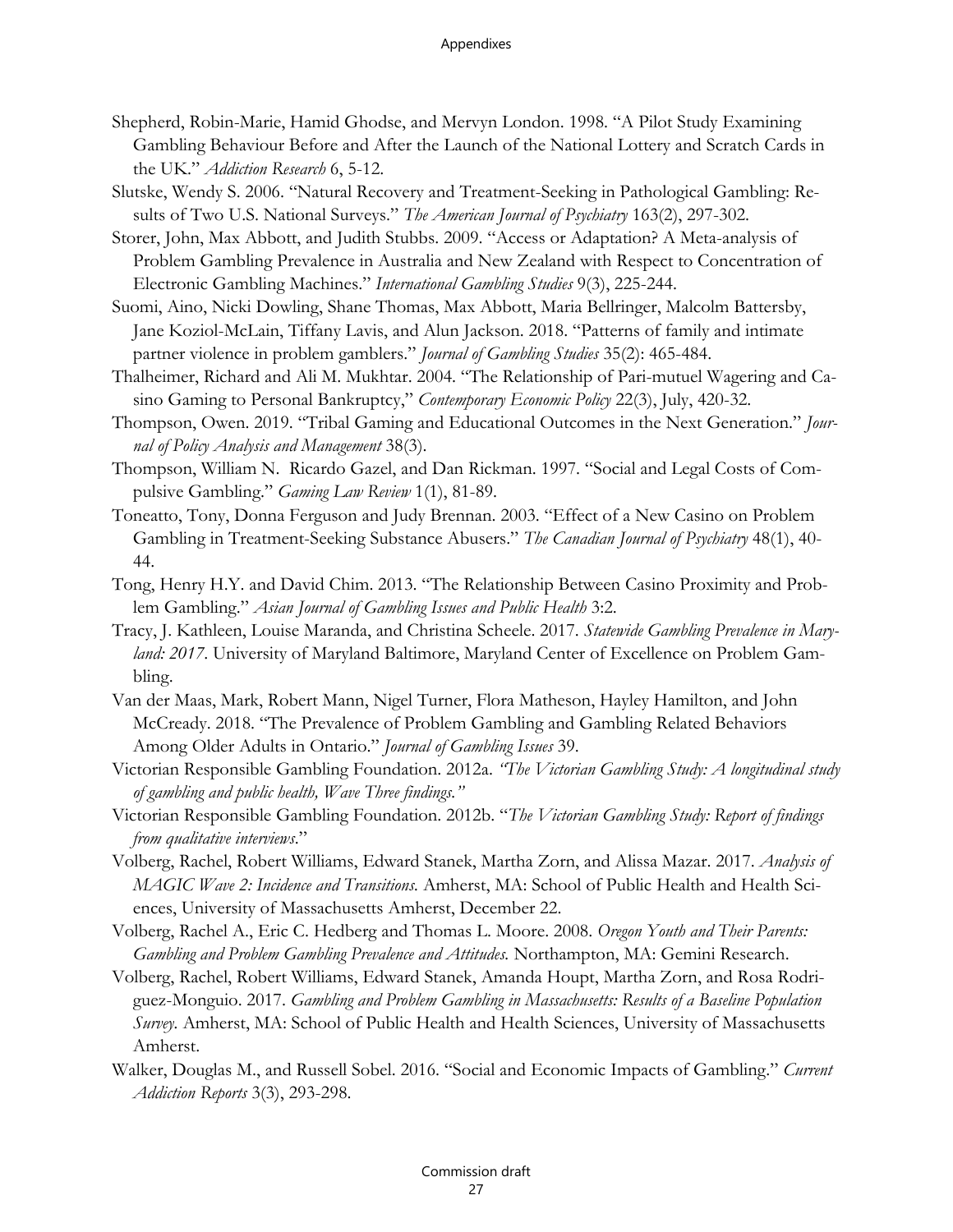Shepherd, Robin-Marie, Hamid Ghodse, and Mervyn London. 1998. "A Pilot Study Examining Gambling Behaviour Before and After the Launch of the National Lottery and Scratch Cards in the UK." *Addiction Research* 6, 5-12.

Slutske, Wendy S. 2006. "Natural Recovery and Treatment-Seeking in Pathological Gambling: Results of Two U.S. National Surveys." *The American Journal of Psychiatry* 163(2), 297-302.

Storer, John, Max Abbott, and Judith Stubbs. 2009. "Access or Adaptation? A Meta-analysis of Problem Gambling Prevalence in Australia and New Zealand with Respect to Concentration of Electronic Gambling Machines." *International Gambling Studies* 9(3), 225-244.

Suomi, Aino, Nicki Dowling, Shane Thomas, Max Abbott, Maria Bellringer, Malcolm Battersby, Jane Koziol-McLain, Tiffany Lavis, and Alun Jackson. 2018. "Patterns of family and intimate partner violence in problem gamblers." *Journal of Gambling Studies* 35(2): 465-484.

Thalheimer, Richard and Ali M. Mukhtar. 2004. "The Relationship of Pari-mutuel Wagering and Casino Gaming to Personal Bankruptcy," *Contemporary Economic Policy* 22(3), July, 420-32.

Thompson, Owen. 2019. "Tribal Gaming and Educational Outcomes in the Next Generation." *Journal of Policy Analysis and Management* 38(3).

Thompson, William N. Ricardo Gazel, and Dan Rickman. 1997. "Social and Legal Costs of Compulsive Gambling." *Gaming Law Review* 1(1), 81-89.

Toneatto, Tony, Donna Ferguson and Judy Brennan. 2003. "Effect of a New Casino on Problem Gambling in Treatment-Seeking Substance Abusers." *The Canadian Journal of Psychiatry* 48(1), 40-44.

Tong, Henry H.Y. and David Chim. 2013. "The Relationship Between Casino Proximity and Problem Gambling." *Asian Journal of Gambling Issues and Public Health* 3:2.

Tracy, J. Kathleen, Louise Maranda, and Christina Scheele. 2017. *Statewide Gambling Prevalence in Maryland: 2017*. University of Maryland Baltimore, Maryland Center of Excellence on Problem Gambling.

Van der Maas, Mark, Robert Mann, Nigel Turner, Flora Matheson, Hayley Hamilton, and John McCready. 2018. "The Prevalence of Problem Gambling and Gambling Related Behaviors Among Older Adults in Ontario." *Journal of Gambling Issues* 39.

Victorian Responsible Gambling Foundation. 2012a. *"The Victorian Gambling Study: A longitudinal study of gambling and public health, Wave Three findings."*

Victorian Responsible Gambling Foundation. 2012b. "*The Victorian Gambling Study: Report of findings from qualitative interviews*."

Volberg, Rachel, Robert Williams, Edward Stanek, Martha Zorn, and Alissa Mazar. 2017. *Analysis of MAGIC Wave 2: Incidence and Transitions.* Amherst, MA: School of Public Health and Health Sciences, University of Massachusetts Amherst, December 22.

Volberg, Rachel A., Eric C. Hedberg and Thomas L. Moore. 2008. *Oregon Youth and Their Parents: Gambling and Problem Gambling Prevalence and Attitudes.* Northampton, MA: Gemini Research.

Volberg, Rachel, Robert Williams, Edward Stanek, Amanda Houpt, Martha Zorn, and Rosa Rodriguez-Monguio. 2017. *Gambling and Problem Gambling in Massachusetts: Results of a Baseline Population Survey.* Amherst, MA: School of Public Health and Health Sciences, University of Massachusetts Amherst.

Walker, Douglas M., and Russell Sobel. 2016. "Social and Economic Impacts of Gambling." *Current Addiction Reports* 3(3), 293-298.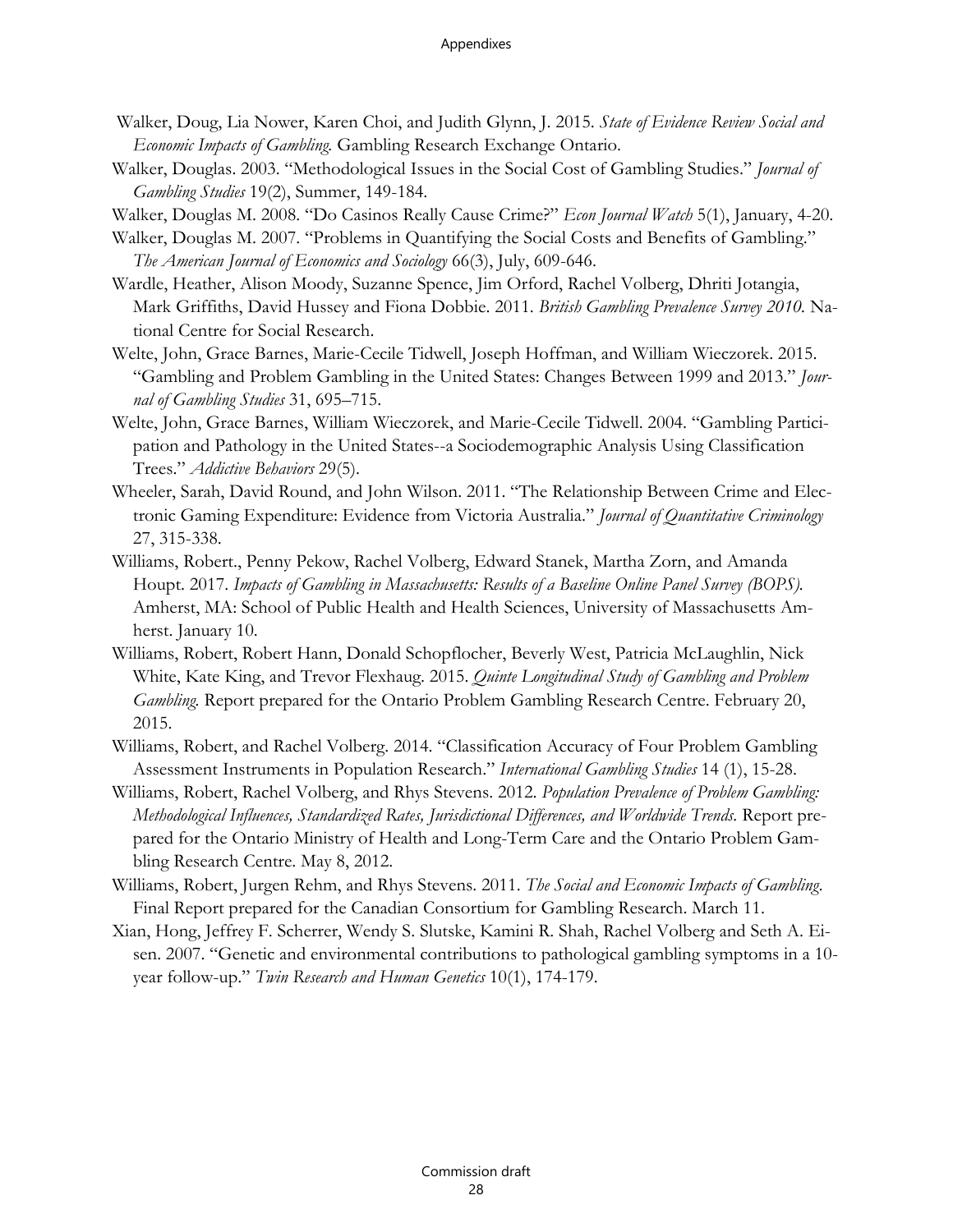Walker, Doug, Lia Nower, Karen Choi, and Judith Glynn, J. 2015. *State of Evidence Review Social and Economic Impacts of Gambling.* Gambling Research Exchange Ontario.

Walker, Douglas. 2003. "Methodological Issues in the Social Cost of Gambling Studies." *Journal of Gambling Studies* 19(2), Summer, 149-184.

Walker, Douglas M. 2008. "Do Casinos Really Cause Crime?" *Econ Journal Watch* 5(1), January, 4-20.

Walker, Douglas M. 2007. "Problems in Quantifying the Social Costs and Benefits of Gambling." *The American Journal of Economics and Sociology* 66(3), July, 609-646.

Wardle, Heather, Alison Moody, Suzanne Spence, Jim Orford, Rachel Volberg, Dhriti Jotangia, Mark Griffiths, David Hussey and Fiona Dobbie. 2011. *British Gambling Prevalence Survey 2010.* National Centre for Social Research.

Welte, John, Grace Barnes, Marie-Cecile Tidwell, Joseph Hoffman, and William Wieczorek. 2015. "Gambling and Problem Gambling in the United States: Changes Between 1999 and 2013." *Journal of Gambling Studies* 31, 695–715.

Welte, John, Grace Barnes, William Wieczorek, and Marie-Cecile Tidwell. 2004. "Gambling Participation and Pathology in the United States--a Sociodemographic Analysis Using Classification Trees." *Addictive Behaviors* 29(5).

Wheeler, Sarah, David Round, and John Wilson. 2011. "The Relationship Between Crime and Electronic Gaming Expenditure: Evidence from Victoria Australia." *Journal of Quantitative Criminology* 27, 315-338.

Williams, Robert., Penny Pekow, Rachel Volberg, Edward Stanek, Martha Zorn, and Amanda Houpt. 2017. *Impacts of Gambling in Massachusetts: Results of a Baseline Online Panel Survey (BOPS).* Amherst, MA: School of Public Health and Health Sciences, University of Massachusetts Amherst. January 10.

Williams, Robert, Robert Hann, Donald Schopflocher, Beverly West, Patricia McLaughlin, Nick White, Kate King, and Trevor Flexhaug. 2015. *Quinte Longitudinal Study of Gambling and Problem Gambling.* Report prepared for the Ontario Problem Gambling Research Centre. February 20, 2015.

Williams, Robert, and Rachel Volberg. 2014. "Classification Accuracy of Four Problem Gambling Assessment Instruments in Population Research." *International Gambling Studies* 14 (1), 15-28.

Williams, Robert, Rachel Volberg, and Rhys Stevens. 2012. *Population Prevalence of Problem Gambling: Methodological Influences, Standardized Rates, Jurisdictional Differences, and Worldwide Trends.* Report prepared for the Ontario Ministry of Health and Long-Term Care and the Ontario Problem Gambling Research Centre. May 8, 2012.

Williams, Robert, Jurgen Rehm, and Rhys Stevens. 2011. *The Social and Economic Impacts of Gambling.* Final Report prepared for the Canadian Consortium for Gambling Research. March 11.

Xian, Hong, Jeffrey F. Scherrer, Wendy S. Slutske, Kamini R. Shah, Rachel Volberg and Seth A. Eisen. 2007. "Genetic and environmental contributions to pathological gambling symptoms in a 10-year follow-up." *Twin Research and Human Genetics* 10(1), 174-179.